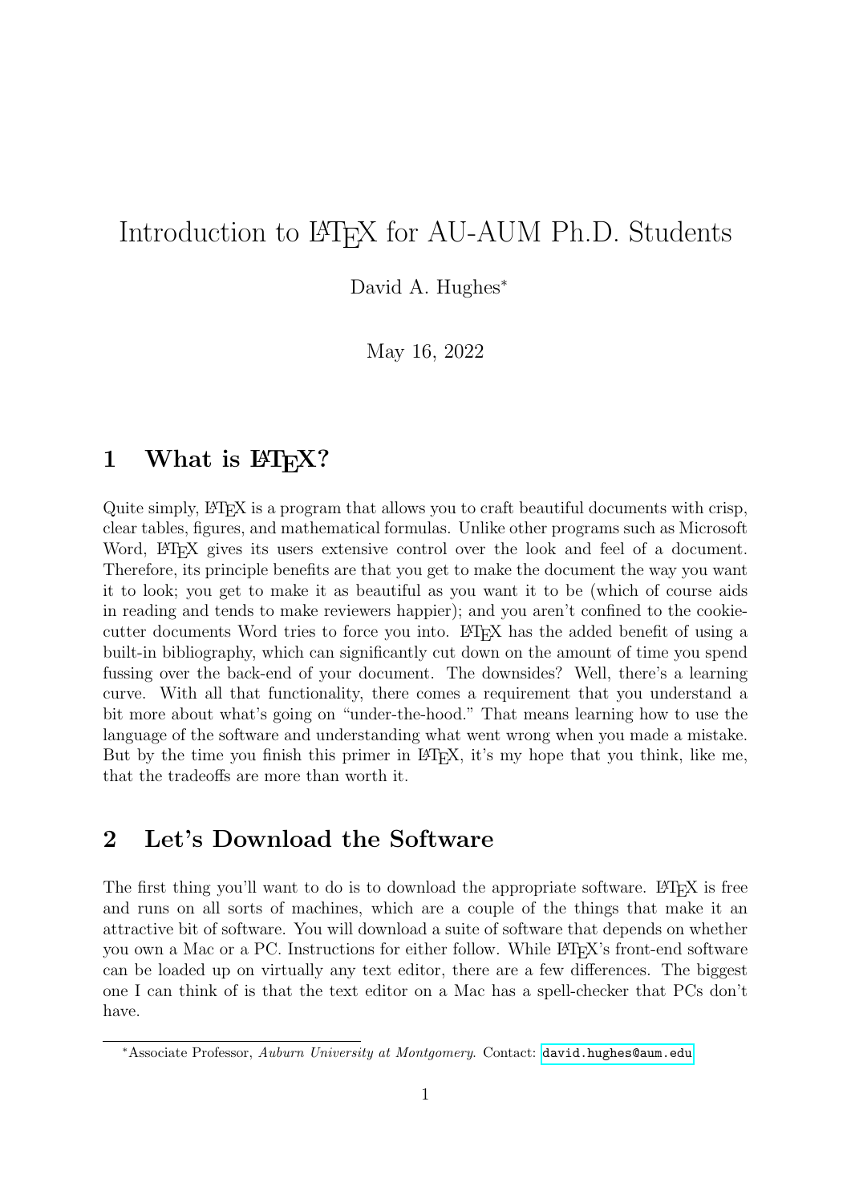# Introduction to LaTeX for AU-AUM Ph.D. Students

David A. Hughes[*]

May 16, 2022

## 1 What is LaTeX?

Quite simply, LaTeX is a program that allows you to craft beautiful documents with crisp, clear tables, figures, and mathematical formulas. Unlike other programs such as Microsoft Word, LaTeX gives its users extensive control over the look and feel of a document. Therefore, its principle benefits are that you get to make the document the way you want it to look; you get to make it as beautiful as you want it to be (which of course aids in reading and tends to make reviewers happier); and you aren't confined to the cookie-cutter documents Word tries to force you into. LaTeX has the added benefit of using a built-in bibliography, which can significantly cut down on the amount of time you spend fussing over the back-end of your document. The downsides? Well, there's a learning curve. With all that functionality, there comes a requirement that you understand a bit more about what's going on "under-the-hood." That means learning how to use the language of the software and understanding what went wrong when you made a mistake. But by the time you finish this primer in LaTeX, it's my hope that you think, like me, that the tradeoffs are more than worth it.

## 2 Let's Download the Software

The first thing you'll want to do is to download the appropriate software. LaTeX is free and runs on all sorts of machines, which are a couple of the things that make it an attractive bit of software. You will download a suite of software that depends on whether you own a Mac or a PC. Instructions for either follow. While LaTeX's front-end software can be loaded up on virtually any text editor, there are a few differences. The biggest one I can think of is that the text editor on a Mac has a spell-checker that PCs don't have.

---

[*] Associate Professor, *Auburn University at Montgomery*. Contact: `david.hughes@aum.edu`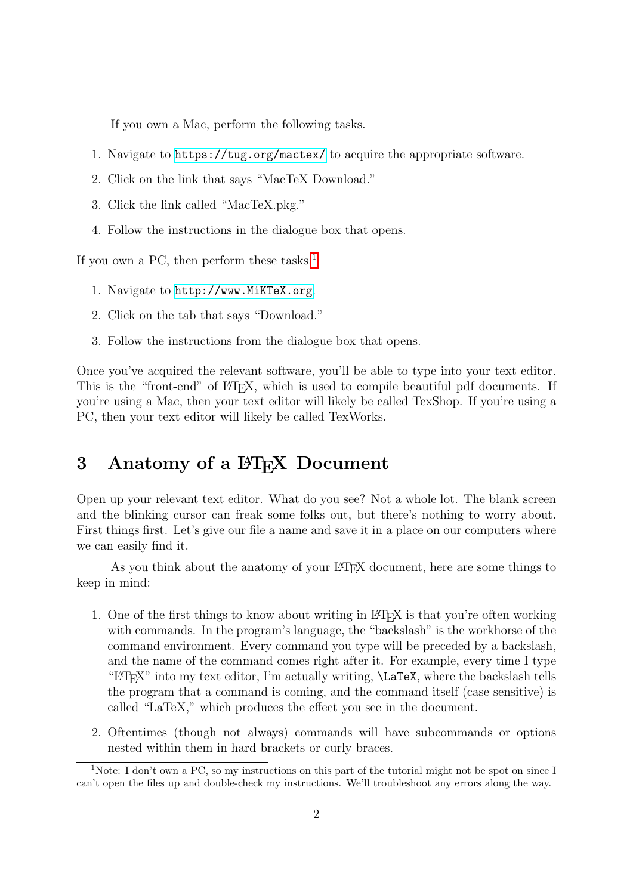If you own a Mac, perform the following tasks.

1. Navigate to `https://tug.org/mactex/` to acquire the appropriate software.
2. Click on the link that says "MacTeX Download."
3. Click the link called "MacTeX.pkg."
4. Follow the instructions in the dialogue box that opens.

If you own a PC, then perform these tasks.[1]

1. Navigate to `http://www.MiKTeX.org`.
2. Click on the tab that says "Download."
3. Follow the instructions from the dialogue box that opens.

Once you've acquired the relevant software, you'll be able to type into your text editor. This is the "front-end" of LaTeX, which is used to compile beautiful pdf documents. If you're using a Mac, then your text editor will likely be called TexShop. If you're using a PC, then your text editor will likely be called TexWorks.

## 3 Anatomy of a LaTeX Document

Open up your relevant text editor. What do you see? Not a whole lot. The blank screen and the blinking cursor can freak some folks out, but there's nothing to worry about. First things first. Let's give our file a name and save it in a place on our computers where we can easily find it.

As you think about the anatomy of your LaTeX document, here are some things to keep in mind:

1. One of the first things to know about writing in LaTeX is that you're often working with commands. In the program's language, the "backslash" is the workhorse of the command environment. Every command you type will be preceded by a backslash, and the name of the command comes right after it. For example, every time I type "LaTeX" into my text editor, I'm actually writing, `\LaTeX`, where the backslash tells the program that a command is coming, and the command itself (case sensitive) is called "LaTeX," which produces the effect you see in the document.
2. Oftentimes (though not always) commands will have subcommands or options nested within them in hard brackets or curly braces.

[1] Note: I don't own a PC, so my instructions on this part of the tutorial might not be spot on since I can't open the files up and double-check my instructions. We'll troubleshoot any errors along the way.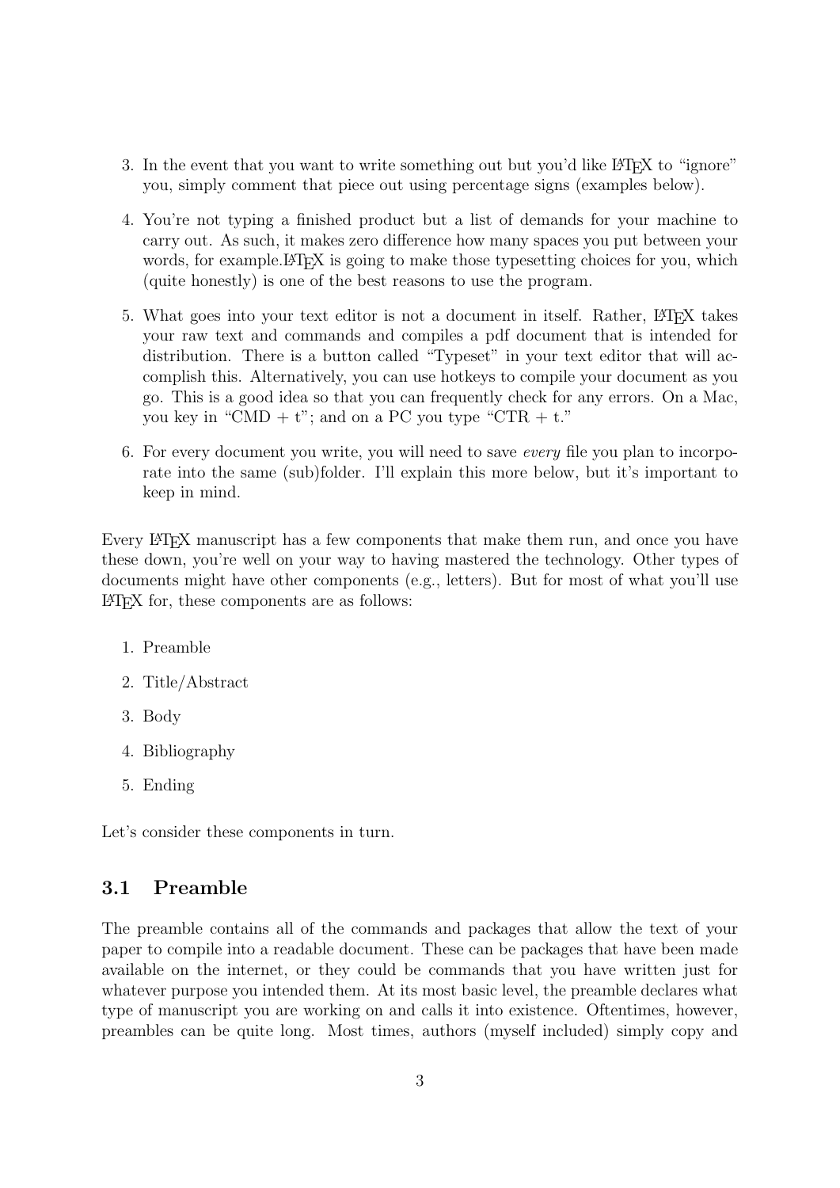3. In the event that you want to write something out but you'd like LaTeX to "ignore" you, simply comment that piece out using percentage signs (examples below).

4. You're not typing a finished product but a list of demands for your machine to carry out. As such, it makes zero difference how many spaces you put between your words, for example.LaTeX is going to make those typesetting choices for you, which (quite honestly) is one of the best reasons to use the program.

5. What goes into your text editor is not a document in itself. Rather, LaTeX takes your raw text and commands and compiles a pdf document that is intended for distribution. There is a button called "Typeset" in your text editor that will accomplish this. Alternatively, you can use hotkeys to compile your document as you go. This is a good idea so that you can frequently check for any errors. On a Mac, you key in "CMD + t"; and on a PC you type "CTR + t."

6. For every document you write, you will need to save *every* file you plan to incorporate into the same (sub)folder. I'll explain this more below, but it's important to keep in mind.

Every LaTeX manuscript has a few components that make them run, and once you have these down, you're well on your way to having mastered the technology. Other types of documents might have other components (e.g., letters). But for most of what you'll use LaTeX for, these components are as follows:

1. Preamble
2. Title/Abstract
3. Body
4. Bibliography
5. Ending

Let's consider these components in turn.

### 3.1 Preamble

The preamble contains all of the commands and packages that allow the text of your paper to compile into a readable document. These can be packages that have been made available on the internet, or they could be commands that you have written just for whatever purpose you intended them. At its most basic level, the preamble declares what type of manuscript you are working on and calls it into existence. Oftentimes, however, preambles can be quite long. Most times, authors (myself included) simply copy and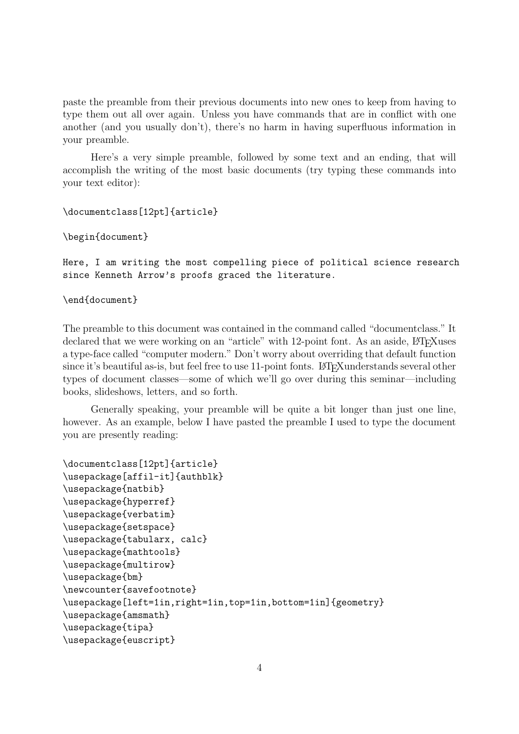paste the preamble from their previous documents into new ones to keep from having to type them out all over again. Unless you have commands that are in conflict with one another (and you usually don't), there's no harm in having superfluous information in your preamble.

Here's a very simple preamble, followed by some text and an ending, that will accomplish the writing of the most basic documents (try typing these commands into your text editor):

```
\documentclass[12pt]{article}

\begin{document}

Here, I am writing the most compelling piece of political science research
since Kenneth Arrow's proofs graced the literature.

\end{document}
```

The preamble to this document was contained in the command called "documentclass." It declared that we were working on an "article" with 12-point font. As an aside, LaTeXuses a type-face called "computer modern." Don't worry about overriding that default function since it's beautiful as-is, but feel free to use 11-point fonts. LaTeXunderstands several other types of document classes—some of which we'll go over during this seminar—including books, slideshows, letters, and so forth.

Generally speaking, your preamble will be quite a bit longer than just one line, however. As an example, below I have pasted the preamble I used to type the document you are presently reading:

```
\documentclass[12pt]{article}
\usepackage[affil-it]{authblk}
\usepackage{natbib}
\usepackage{hyperref}
\usepackage{verbatim}
\usepackage{setspace}
\usepackage{tabularx, calc}
\usepackage{mathtools}
\usepackage{multirow}
\usepackage{bm}
\newcounter{savefootnote}
\usepackage[left=1in,right=1in,top=1in,bottom=1in]{geometry}
\usepackage{amsmath}
\usepackage{tipa}
\usepackage{euscript}
```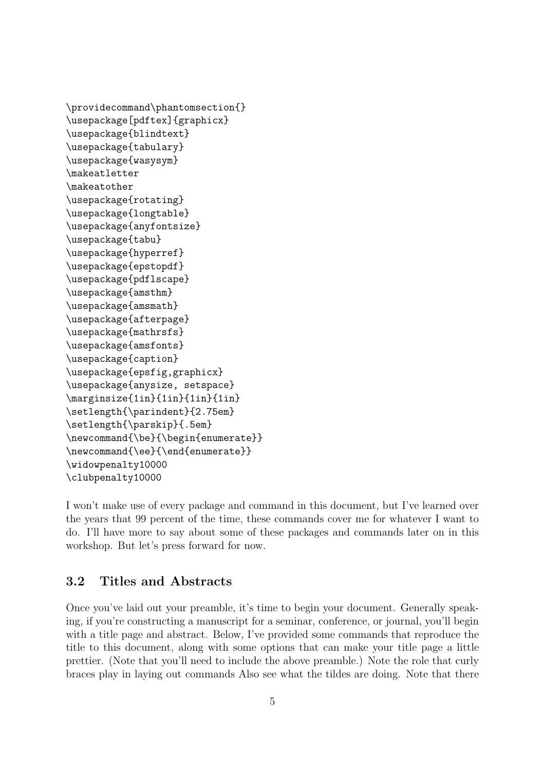```
\providecommand\phantomsection{}
\usepackage[pdftex]{graphicx}
\usepackage{blindtext}
\usepackage{tabulary}
\usepackage{wasysym}
\makeatletter
\makeatother
\usepackage{rotating}
\usepackage{longtable}
\usepackage{anyfontsize}
\usepackage{tabu}
\usepackage{hyperref}
\usepackage{epstopdf}
\usepackage{pdflscape}
\usepackage{amsthm}
\usepackage{amsmath}
\usepackage{afterpage}
\usepackage{mathrsfs}
\usepackage{amsfonts}
\usepackage{caption}
\usepackage{epsfig,graphicx}
\usepackage{anysize, setspace}
\marginsize{1in}{1in}{1in}{1in}
\setlength{\parindent}{2.75em}
\setlength{\parskip}{.5em}
\newcommand{\be}{\begin{enumerate}}
\newcommand{\ee}{\end{enumerate}}
\widowpenalty10000
\clubpenalty10000
```

I won't make use of every package and command in this document, but I've learned over the years that 99 percent of the time, these commands cover me for whatever I want to do. I'll have more to say about some of these packages and commands later on in this workshop. But let's press forward for now.

### 3.2 Titles and Abstracts

Once you've laid out your preamble, it's time to begin your document. Generally speaking, if you're constructing a manuscript for a seminar, conference, or journal, you'll begin with a title page and abstract. Below, I've provided some commands that reproduce the title to this document, along with some options that can make your title page a little prettier. (Note that you'll need to include the above preamble.) Note the role that curly braces play in laying out commands Also see what the tildes are doing. Note that there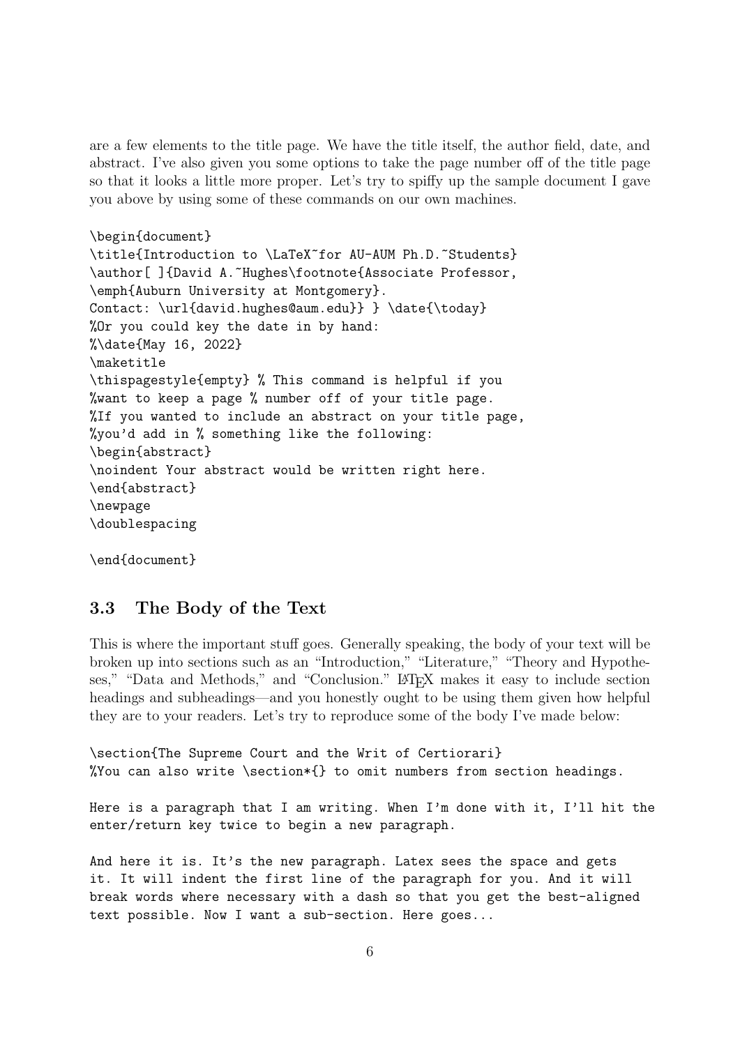are a few elements to the title page. We have the title itself, the author field, date, and abstract. I've also given you some options to take the page number off of the title page so that it looks a little more proper. Let's try to spiffy up the sample document I gave you above by using some of these commands on our own machines.

```
\begin{document}
\title{Introduction to \LaTeX~for AU-AUM Ph.D.~Students}
\author[ ]{David A.~Hughes\footnote{Associate Professor,
\emph{Auburn University at Montgomery}.
Contact: \url{david.hughes@aum.edu}} } \date{\today}
%Or you could key the date in by hand:
%\date{May 16, 2022}
\maketitle
\thispagestyle{empty} % This command is helpful if you
%want to keep a page % number off of your title page.
%If you wanted to include an abstract on your title page,
%you'd add in % something like the following:
\begin{abstract}
\noindent Your abstract would be written right here.
\end{abstract}
\newpage
\doublespacing

\end{document}
```

### 3.3 The Body of the Text

This is where the important stuff goes. Generally speaking, the body of your text will be broken up into sections such as an "Introduction," "Literature," "Theory and Hypotheses," "Data and Methods," and "Conclusion." LaTeX makes it easy to include section headings and subheadings—and you honestly ought to be using them given how helpful they are to your readers. Let's try to reproduce some of the body I've made below:

```
\section{The Supreme Court and the Writ of Certiorari}
%You can also write \section*{} to omit numbers from section headings.

Here is a paragraph that I am writing. When I'm done with it, I'll hit the
enter/return key twice to begin a new paragraph.

And here it is. It's the new paragraph. Latex sees the space and gets
it. It will indent the first line of the paragraph for you. And it will
break words where necessary with a dash so that you get the best-aligned
text possible. Now I want a sub-section. Here goes...
```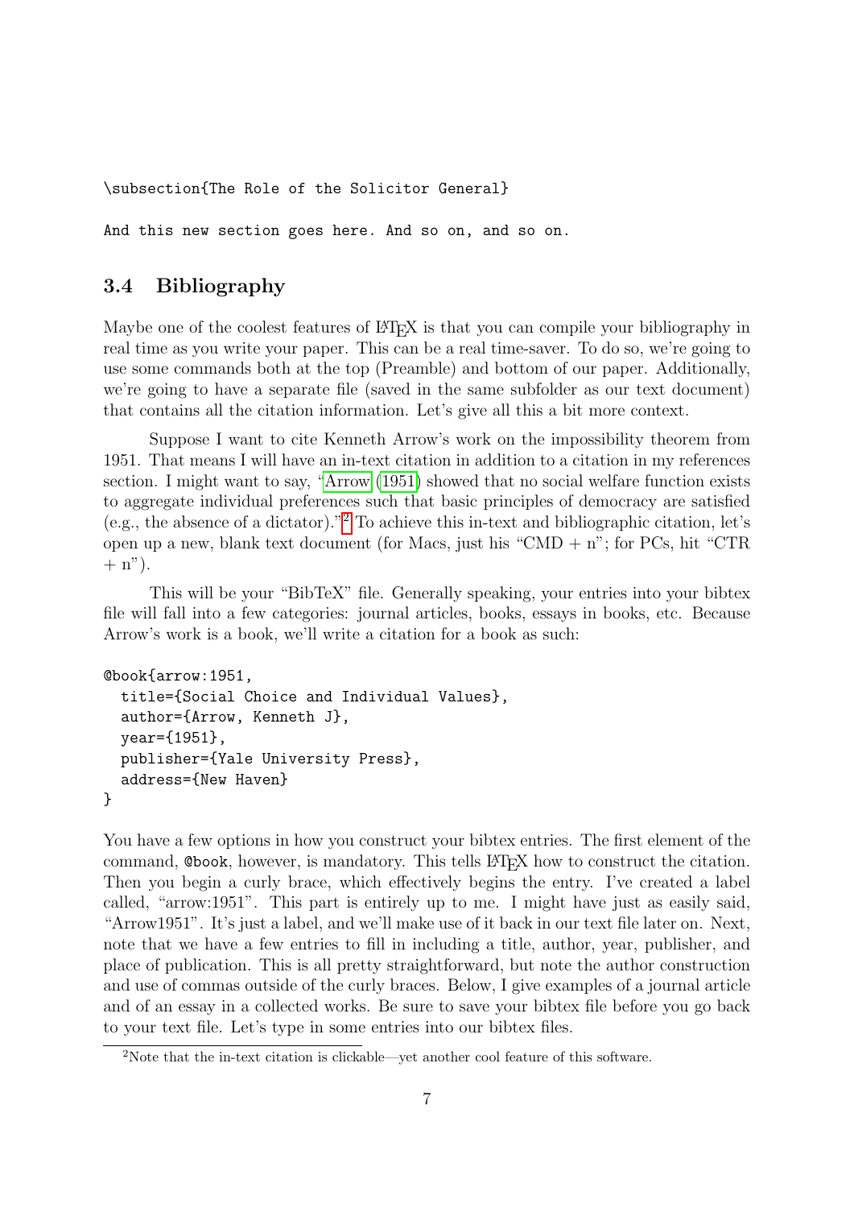```
\subsection{The Role of the Solicitor General}

And this new section goes here. And so on, and so on.
```

### 3.4 Bibliography

Maybe one of the coolest features of LaTeX is that you can compile your bibliography in real time as you write your paper. This can be a real time-saver. To do so, we're going to use some commands both at the top (Preamble) and bottom of our paper. Additionally, we're going to have a separate file (saved in the same subfolder as our text document) that contains all the citation information. Let's give all this a bit more context.

Suppose I want to cite Kenneth Arrow's work on the impossibility theorem from 1951. That means I will have an in-text citation in addition to a citation in my references section. I might want to say, "Arrow (1951) showed that no social welfare function exists to aggregate individual preferences such that basic principles of democracy are satisfied (e.g., the absence of a dictator)."[2] To achieve this in-text and bibliographic citation, let's open up a new, blank text document (for Macs, just his "CMD + n"; for PCs, hit "CTR + n").

This will be your "BibTeX" file. Generally speaking, your entries into your bibtex file will fall into a few categories: journal articles, books, essays in books, etc. Because Arrow's work is a book, we'll write a citation for a book as such:

```
@book{arrow:1951,
  title={Social Choice and Individual Values},
  author={Arrow, Kenneth J},
  year={1951},
  publisher={Yale University Press},
  address={New Haven}
}
```

You have a few options in how you construct your bibtex entries. The first element of the command, `@book`, however, is mandatory. This tells LaTeX how to construct the citation. Then you begin a curly brace, which effectively begins the entry. I've created a label called, "arrow:1951". This part is entirely up to me. I might have just as easily said, "Arrow1951". It's just a label, and we'll make use of it back in our text file later on. Next, note that we have a few entries to fill in including a title, author, year, publisher, and place of publication. This is all pretty straightforward, but note the author construction and use of commas outside of the curly braces. Below, I give examples of a journal article and of an essay in a collected works. Be sure to save your bibtex file before you go back to your text file. Let's type in some entries into our bibtex files.

[2] Note that the in-text citation is clickable—yet another cool feature of this software.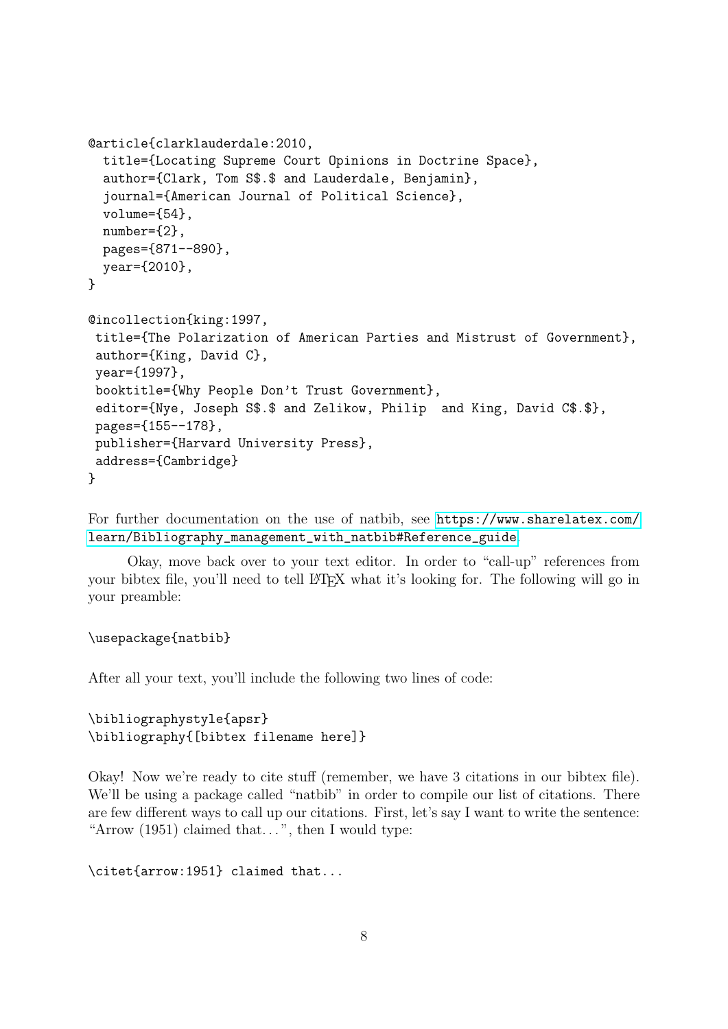```
@article{clarklauderdale:2010,
  title={Locating Supreme Court Opinions in Doctrine Space},
  author={Clark, Tom S$.$ and Lauderdale, Benjamin},
  journal={American Journal of Political Science},
  volume={54},
  number={2},
  pages={871--890},
  year={2010},
}

@incollection{king:1997,
 title={The Polarization of American Parties and Mistrust of Government},
 author={King, David C},
 year={1997},
 booktitle={Why People Don't Trust Government},
 editor={Nye, Joseph S$.$ and Zelikow, Philip  and King, David C$.$},
 pages={155--178},
 publisher={Harvard University Press},
 address={Cambridge}
}
```

For further documentation on the use of natbib, see https://www.sharelatex.com/learn/Bibliography_management_with_natbib#Reference_guide.

Okay, move back over to your text editor. In order to "call-up" references from your bibtex file, you'll need to tell LaTeX what it's looking for. The following will go in your preamble:

```
\usepackage{natbib}
```

After all your text, you'll include the following two lines of code:

```
\bibliographystyle{apsr}
\bibliography{[bibtex filename here]}
```

Okay! Now we're ready to cite stuff (remember, we have 3 citations in our bibtex file). We'll be using a package called "natbib" in order to compile our list of citations. There are few different ways to call up our citations. First, let's say I want to write the sentence: "Arrow (1951) claimed that...", then I would type:

```
\citet{arrow:1951} claimed that...
```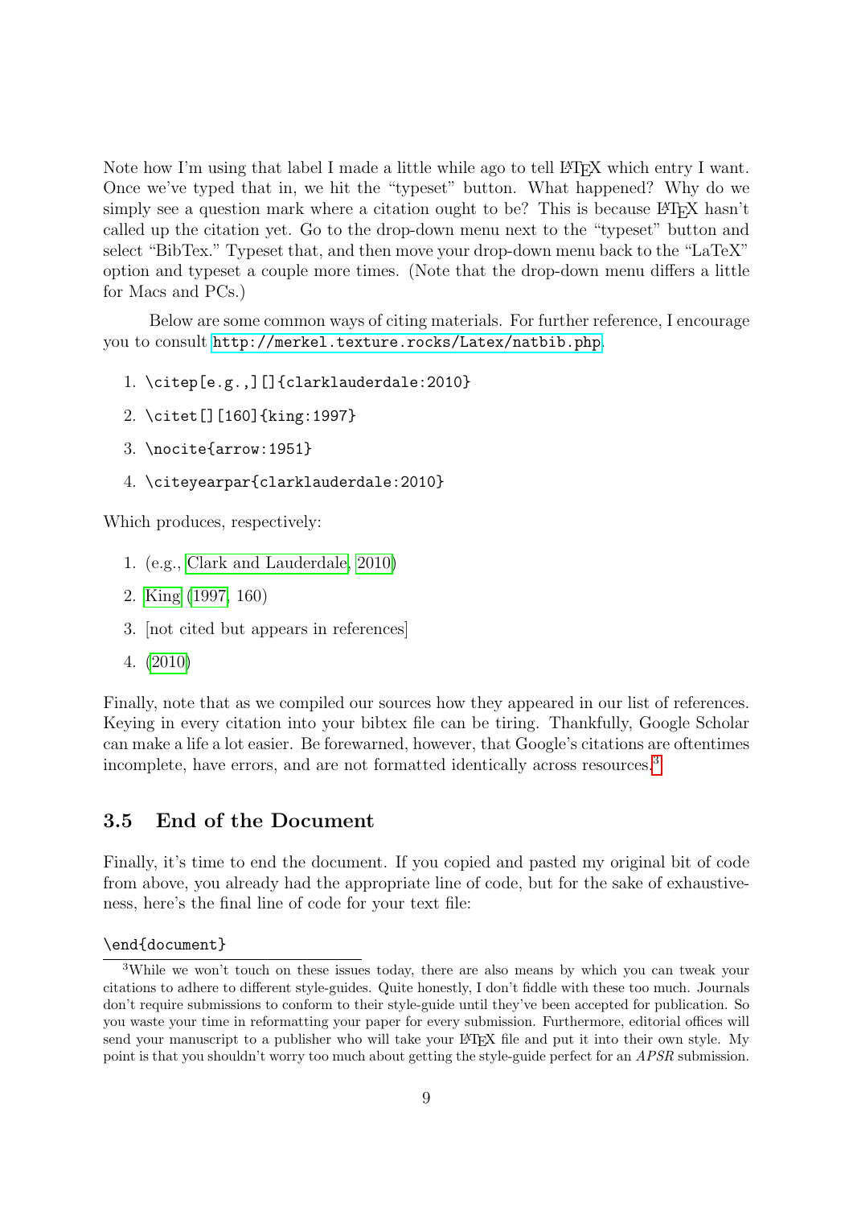Note how I'm using that label I made a little while ago to tell LaTeX which entry I want. Once we've typed that in, we hit the "typeset" button. What happened? Why do we simply see a question mark where a citation ought to be? This is because LaTeX hasn't called up the citation yet. Go to the drop-down menu next to the "typeset" button and select "BibTex." Typeset that, and then move your drop-down menu back to the "LaTeX" option and typeset a couple more times. (Note that the drop-down menu differs a little for Macs and PCs.)

Below are some common ways of citing materials. For further reference, I encourage you to consult `http://merkel.texture.rocks/Latex/natbib.php`.

1. `\citep[e.g.,][]{clarklauderdale:2010}`
2. `\citet[][160]{king:1997}`
3. `\nocite{arrow:1951}`
4. `\citeyearpar{clarklauderdale:2010}`

Which produces, respectively:

1. (e.g., Clark and Lauderdale, 2010)
2. King (1997, 160)
3. [not cited but appears in references]
4. (2010)

Finally, note that as we compiled our sources how they appeared in our list of references. Keying in every citation into your bibtex file can be tiring. Thankfully, Google Scholar can make a life a lot easier. Be forewarned, however, that Google's citations are oftentimes incomplete, have errors, and are not formatted identically across resources.[3]

## 3.5 End of the Document

Finally, it's time to end the document. If you copied and pasted my original bit of code from above, you already had the appropriate line of code, but for the sake of exhaustiveness, here's the final line of code for your text file:

```
\end{document}
```

[3] While we won't touch on these issues today, there are also means by which you can tweak your citations to adhere to different style-guides. Quite honestly, I don't fiddle with these too much. Journals don't require submissions to conform to their style-guide until they've been accepted for publication. So you waste your time in reformatting your paper for every submission. Furthermore, editorial offices will send your manuscript to a publisher who will take your LaTeX file and put it into their own style. My point is that you shouldn't worry too much about getting the style-guide perfect for an *APSR* submission.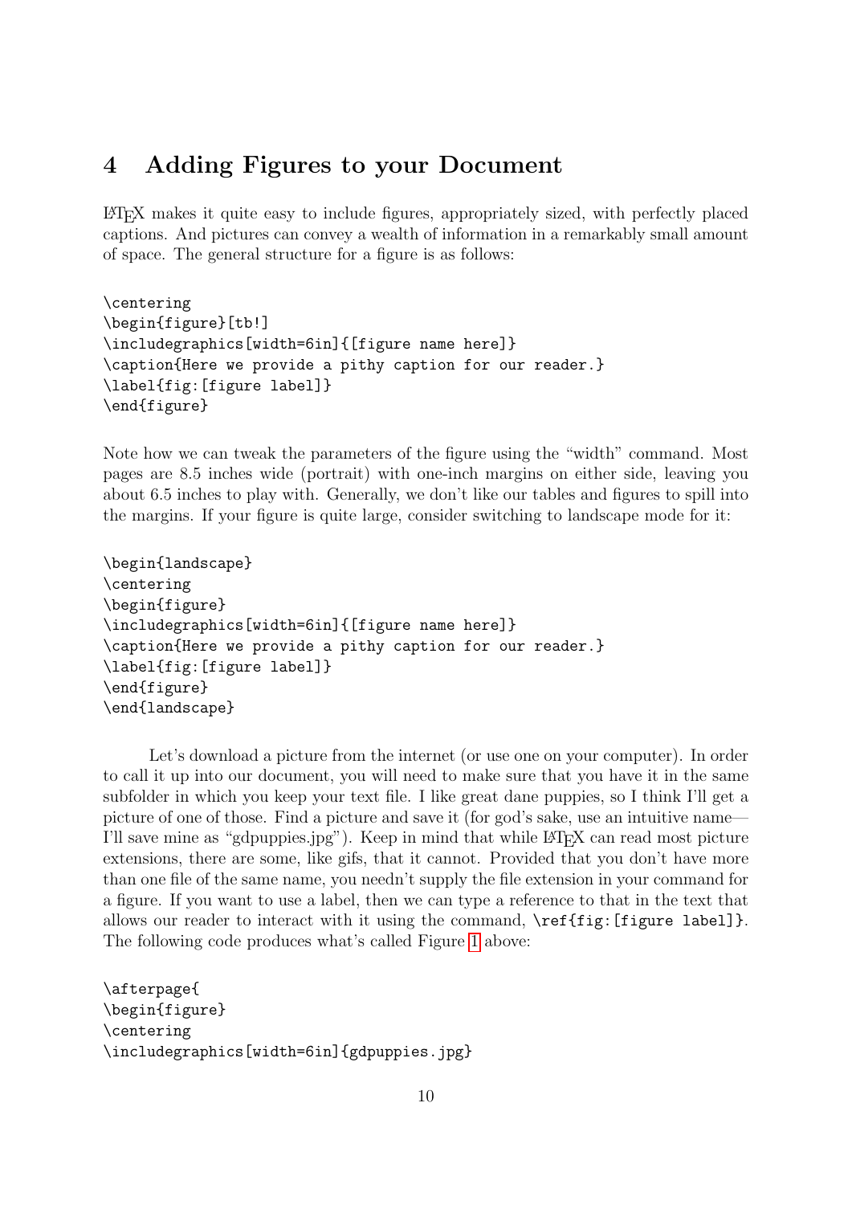## 4 Adding Figures to your Document

LaTeX makes it quite easy to include figures, appropriately sized, with perfectly placed captions. And pictures can convey a wealth of information in a remarkably small amount of space. The general structure for a figure is as follows:

```
\centering
\begin{figure}[tb!]
\includegraphics[width=6in]{[figure name here]}
\caption{Here we provide a pithy caption for our reader.}
\label{fig:[figure label]}
\end{figure}
```

Note how we can tweak the parameters of the figure using the "width" command. Most pages are 8.5 inches wide (portrait) with one-inch margins on either side, leaving you about 6.5 inches to play with. Generally, we don't like our tables and figures to spill into the margins. If your figure is quite large, consider switching to landscape mode for it:

```
\begin{landscape}
\centering
\begin{figure}
\includegraphics[width=6in]{[figure name here]}
\caption{Here we provide a pithy caption for our reader.}
\label{fig:[figure label]}
\end{figure}
\end{landscape}
```

Let's download a picture from the internet (or use one on your computer). In order to call it up into our document, you will need to make sure that you have it in the same subfolder in which you keep your text file. I like great dane puppies, so I think I'll get a picture of one of those. Find a picture and save it (for god's sake, use an intuitive name—I'll save mine as "gdpuppies.jpg"). Keep in mind that while LaTeX can read most picture extensions, there are some, like gifs, that it cannot. Provided that you don't have more than one file of the same name, you needn't supply the file extension in your command for a figure. If you want to use a label, then we can type a reference to that in the text that allows our reader to interact with it using the command, `\ref{fig:[figure label]}`. The following code produces what's called Figure 1 above:

```
\afterpage{
\begin{figure}
\centering
\includegraphics[width=6in]{gdpuppies.jpg}
```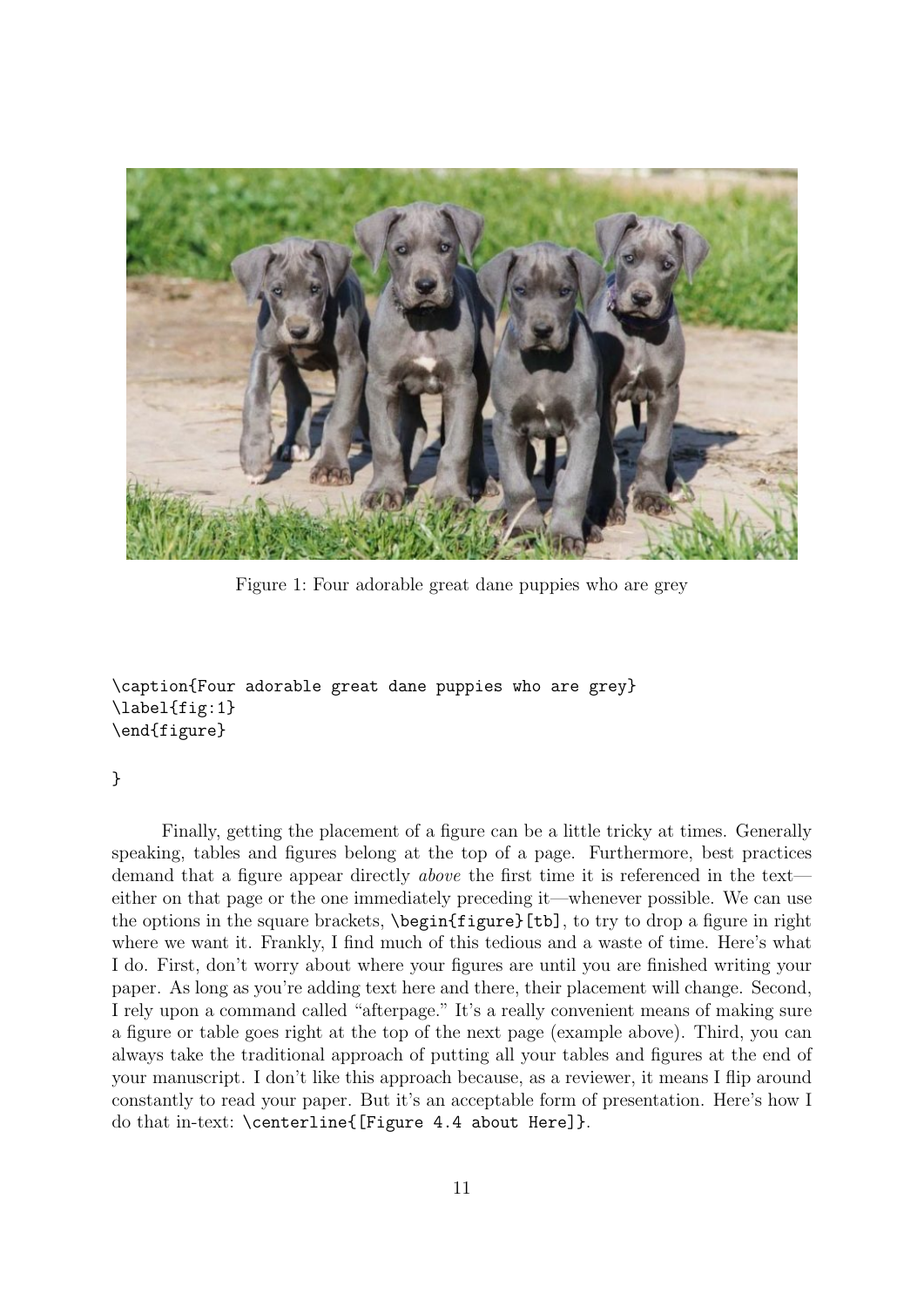Figure 1: Four adorable great dane puppies who are grey

```
\caption{Four adorable great dane puppies who are grey}
\label{fig:1}
\end{figure}

}
```

Finally, getting the placement of a figure can be a little tricky at times. Generally speaking, tables and figures belong at the top of a page. Furthermore, best practices demand that a figure appear directly *above* the first time it is referenced in the text—either on that page or the one immediately preceding it—whenever possible. We can use the options in the square brackets, `\begin{figure}[tb]`, to try to drop a figure in right where we want it. Frankly, I find much of this tedious and a waste of time. Here's what I do. First, don't worry about where your figures are until you are finished writing your paper. As long as you're adding text here and there, their placement will change. Second, I rely upon a command called "afterpage." It's a really convenient means of making sure a figure or table goes right at the top of the next page (example above). Third, you can always take the traditional approach of putting all your tables and figures at the end of your manuscript. I don't like this approach because, as a reviewer, it means I flip around constantly to read your paper. But it's an acceptable form of presentation. Here's how I do that in-text: `\centerline{[Figure 4.4 about Here]}`.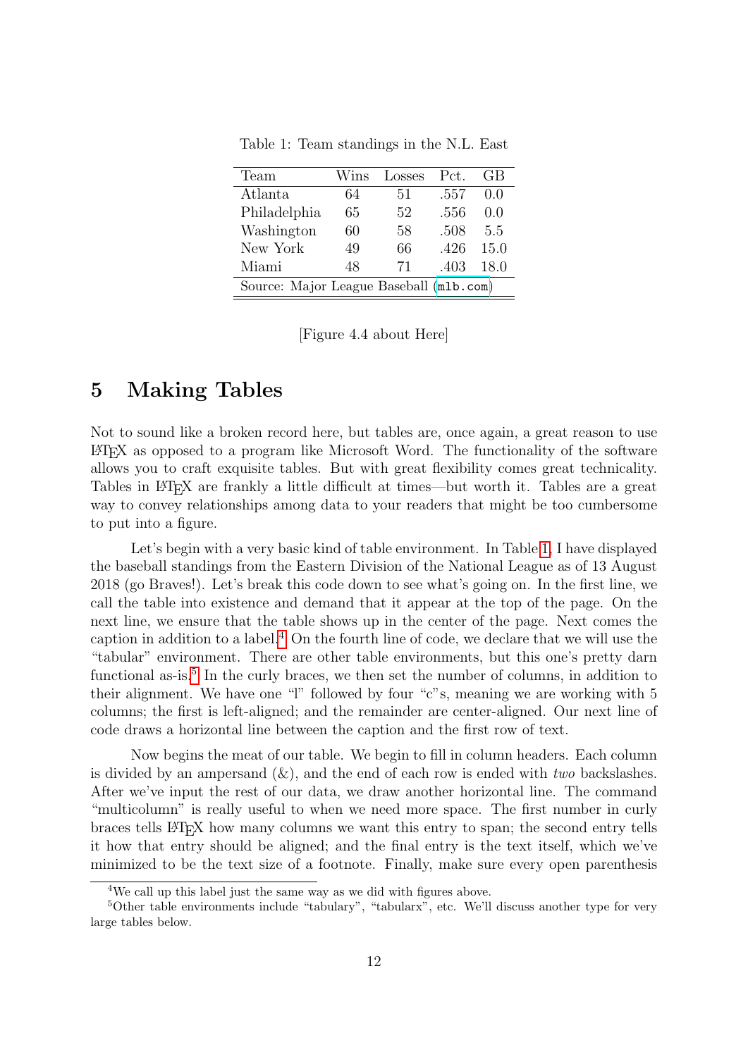Table 1: Team standings in the N.L. East

| Team | Wins | Losses | Pct. | GB |
|---|---|---|---|---|
| Atlanta | 64 | 51 | .557 | 0.0 |
| Philadelphia | 65 | 52 | .556 | 0.0 |
| Washington | 60 | 58 | .508 | 5.5 |
| New York | 49 | 66 | .426 | 15.0 |
| Miami | 48 | 71 | .403 | 18.0 |
| Source: Major League Baseball (`mlb.com`) | | | | |

[Figure 4.4 about Here]

# 5 Making Tables

Not to sound like a broken record here, but tables are, once again, a great reason to use LaTeX as opposed to a program like Microsoft Word. The functionality of the software allows you to craft exquisite tables. But with great flexibility comes great technicality. Tables in LaTeX are frankly a little difficult at times—but worth it. Tables are a great way to convey relationships among data to your readers that might be too cumbersome to put into a figure.

Let's begin with a very basic kind of table environment. In Table 1, I have displayed the baseball standings from the Eastern Division of the National League as of 13 August 2018 (go Braves!). Let's break this code down to see what's going on. In the first line, we call the table into existence and demand that it appear at the top of the page. On the next line, we ensure that the table shows up in the center of the page. Next comes the caption in addition to a label.[4] On the fourth line of code, we declare that we will use the "tabular" environment. There are other table environments, but this one's pretty darn functional as-is.[5] In the curly braces, we then set the number of columns, in addition to their alignment. We have one "l" followed by four "c"s, meaning we are working with 5 columns; the first is left-aligned; and the remainder are center-aligned. Our next line of code draws a horizontal line between the caption and the first row of text.

Now begins the meat of our table. We begin to fill in column headers. Each column is divided by an ampersand (&), and the end of each row is ended with *two* backslashes. After we've input the rest of our data, we draw another horizontal line. The command "multicolumn" is really useful to when we need more space. The first number in curly braces tells LaTeX how many columns we want this entry to span; the second entry tells it how that entry should be aligned; and the final entry is the text itself, which we've minimized to be the text size of a footnote. Finally, make sure every open parenthesis

[4] We call up this label just the same way as we did with figures above.

[5] Other table environments include "tabulary", "tabularx", etc. We'll discuss another type for very large tables below.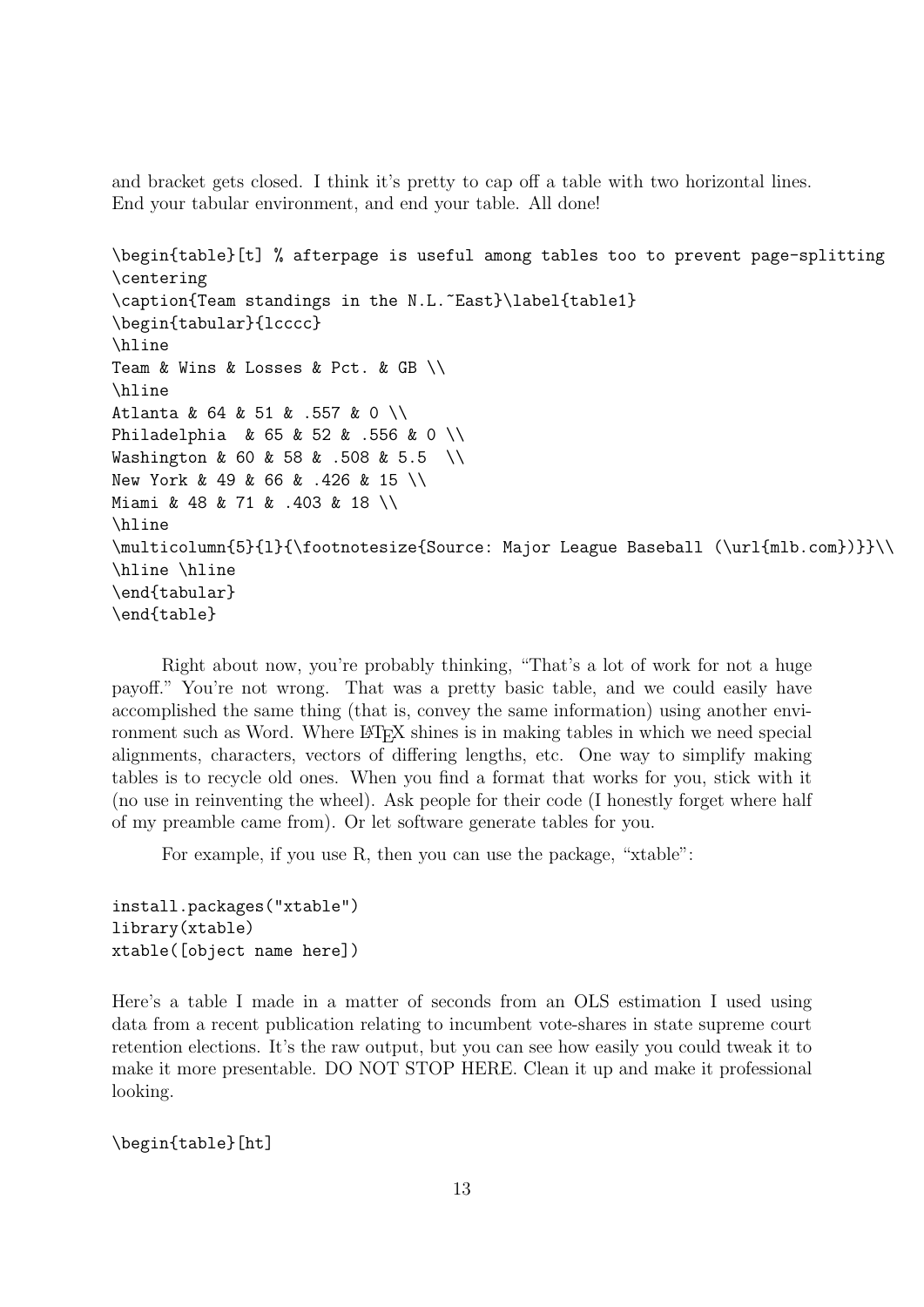and bracket gets closed. I think it's pretty to cap off a table with two horizontal lines. End your tabular environment, and end your table. All done!

```
\begin{table}[t] % afterpage is useful among tables too to prevent page-splitting
\centering
\caption{Team standings in the N.L.~East}\label{table1}
\begin{tabular}{lcccc}
\hline
Team & Wins & Losses & Pct. & GB \\
\hline
Atlanta & 64 & 51 & .557 & 0 \\
Philadelphia  & 65 & 52 & .556 & 0 \\
Washington & 60 & 58 & .508 & 5.5  \\
New York & 49 & 66 & .426 & 15 \\
Miami & 48 & 71 & .403 & 18 \\
\hline
\multicolumn{5}{l}{\footnotesize{Source: Major League Baseball (\url{mlb.com})}}\\
\hline \hline
\end{tabular}
\end{table}
```

Right about now, you're probably thinking, "That's a lot of work for not a huge payoff." You're not wrong. That was a pretty basic table, and we could easily have accomplished the same thing (that is, convey the same information) using another environment such as Word. Where LaTeX shines is in making tables in which we need special alignments, characters, vectors of differing lengths, etc. One way to simplify making tables is to recycle old ones. When you find a format that works for you, stick with it (no use in reinventing the wheel). Ask people for their code (I honestly forget where half of my preamble came from). Or let software generate tables for you.

For example, if you use R, then you can use the package, "xtable":

```
install.packages("xtable")
library(xtable)
xtable([object name here])
```

Here's a table I made in a matter of seconds from an OLS estimation I used using data from a recent publication relating to incumbent vote-shares in state supreme court retention elections. It's the raw output, but you can see how easily you could tweak it to make it more presentable. DO NOT STOP HERE. Clean it up and make it professional looking.

```
\begin{table}[ht]
```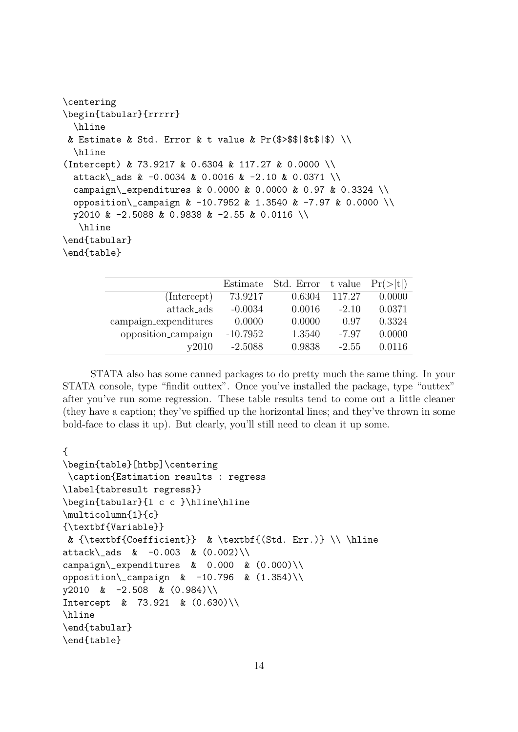```
\centering
\begin{tabular}{rrrrr}
  \hline
 & Estimate & Std. Error & t value & Pr($>$$|$t$|$) \\
  \hline
(Intercept) & 73.9217 & 0.6304 & 117.27 & 0.0000 \\
  attack\_ads & -0.0034 & 0.0016 & -2.10 & 0.0371 \\
  campaign\_expenditures & 0.0000 & 0.0000 & 0.97 & 0.3324 \\
  opposition\_campaign & -10.7952 & 1.3540 & -7.97 & 0.0000 \\
  y2010 & -2.5088 & 0.9838 & -2.55 & 0.0116 \\
   \hline
\end{tabular}
\end{table}
```

| | Estimate | Std. Error | t value | Pr(>\|t\|) |
|---:|---:|---:|---:|---:|
| (Intercept) | 73.9217 | 0.6304 | 117.27 | 0.0000 |
| attack_ads | -0.0034 | 0.0016 | -2.10 | 0.0371 |
| campaign_expenditures | 0.0000 | 0.0000 | 0.97 | 0.3324 |
| opposition_campaign | -10.7952 | 1.3540 | -7.97 | 0.0000 |
| y2010 | -2.5088 | 0.9838 | -2.55 | 0.0116 |

STATA also has some canned packages to do pretty much the same thing. In your STATA console, type "findit outtex". Once you've installed the package, type "outtex" after you've run some regression. These table results tend to come out a little cleaner (they have a caption; they've spiffied up the horizontal lines; and they've thrown in some bold-face to class it up). But clearly, you'll still need to clean it up some.

```
{
\begin{table}[htbp]\centering
 \caption{Estimation results : regress
\label{tabresult regress}}
\begin{tabular}{l c c }\hline\hline
\multicolumn{1}{c}
{\textbf{Variable}}
 & {\textbf{Coefficient}}  & \textbf{(Std. Err.)} \\ \hline
attack\_ads  &  -0.003  & (0.002)\\
campaign\_expenditures  &  0.000  & (0.000)\\
opposition\_campaign  &  -10.796  & (1.354)\\
y2010  &  -2.508  & (0.984)\\
Intercept  &  73.921  & (0.630)\\
\hline
\end{tabular}
\end{table}
```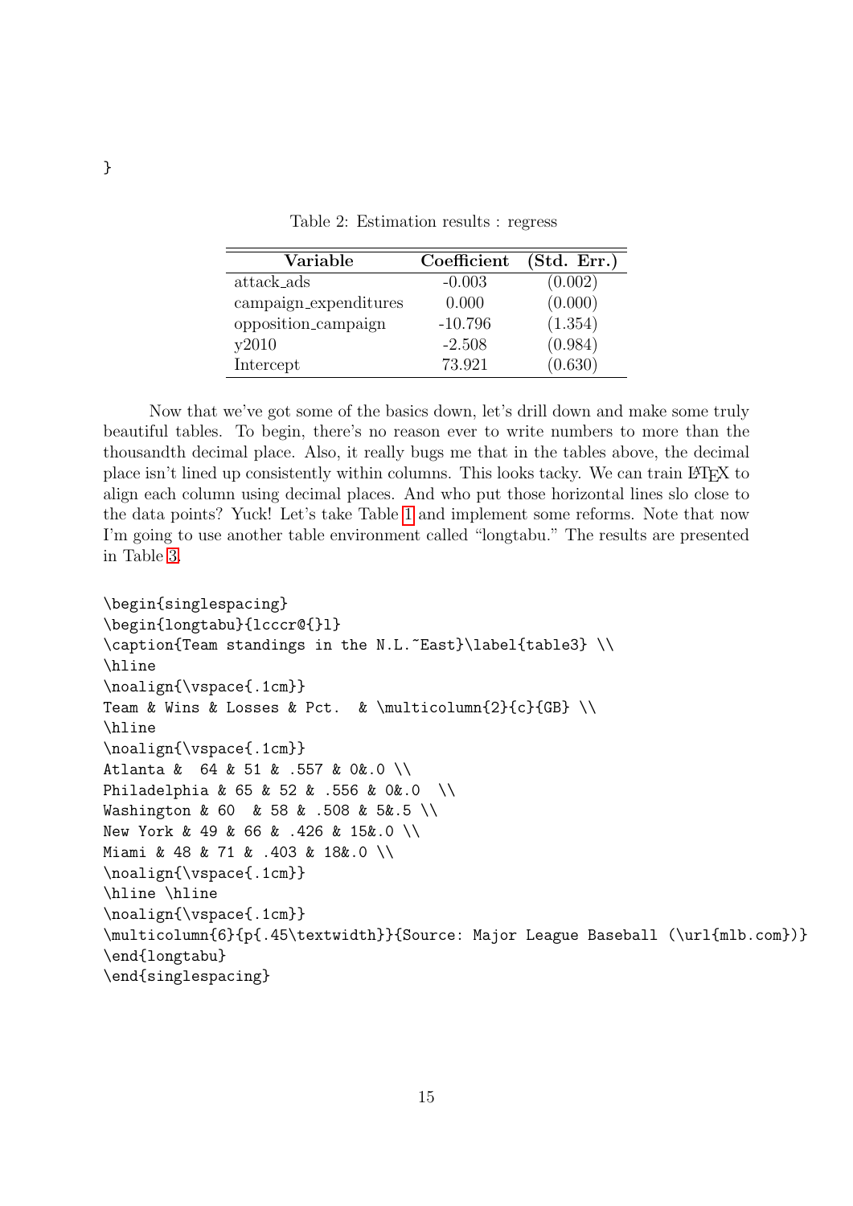}

Table 2: Estimation results : regress

| Variable | Coefficient | (Std. Err.) |
|---|---|---|
| attack_ads | -0.003 | (0.002) |
| campaign_expenditures | 0.000 | (0.000) |
| opposition_campaign | -10.796 | (1.354) |
| y2010 | -2.508 | (0.984) |
| Intercept | 73.921 | (0.630) |

Now that we've got some of the basics down, let's drill down and make some truly beautiful tables. To begin, there's no reason ever to write numbers to more than the thousandth decimal place. Also, it really bugs me that in the tables above, the decimal place isn't lined up consistently within columns. This looks tacky. We can train LaTeX to align each column using decimal places. And who put those horizontal lines slo close to the data points? Yuck! Let's take Table 1 and implement some reforms. Note that now I'm going to use another table environment called "longtabu." The results are presented in Table 3.

```
\begin{singlespacing}
\begin{longtabu}{lcccr@{}l}
\caption{Team standings in the N.L.~East}\label{table3} \\
\hline
\noalign{\vspace{.1cm}}
Team & Wins & Losses & Pct.  & \multicolumn{2}{c}{GB} \\
\hline
\noalign{\vspace{.1cm}}
Atlanta &  64 & 51 & .557 & 0&.0 \\
Philadelphia & 65 & 52 & .556 & 0&.0  \\
Washington & 60  & 58 & .508 & 5&.5 \\
New York & 49 & 66 & .426 & 15&.0 \\
Miami & 48 & 71 & .403 & 18&.0 \\
\noalign{\vspace{.1cm}}
\hline \hline
\noalign{\vspace{.1cm}}
\multicolumn{6}{p{.45\textwidth}}{Source: Major League Baseball (\url{mlb.com})}
\end{longtabu}
\end{singlespacing}
```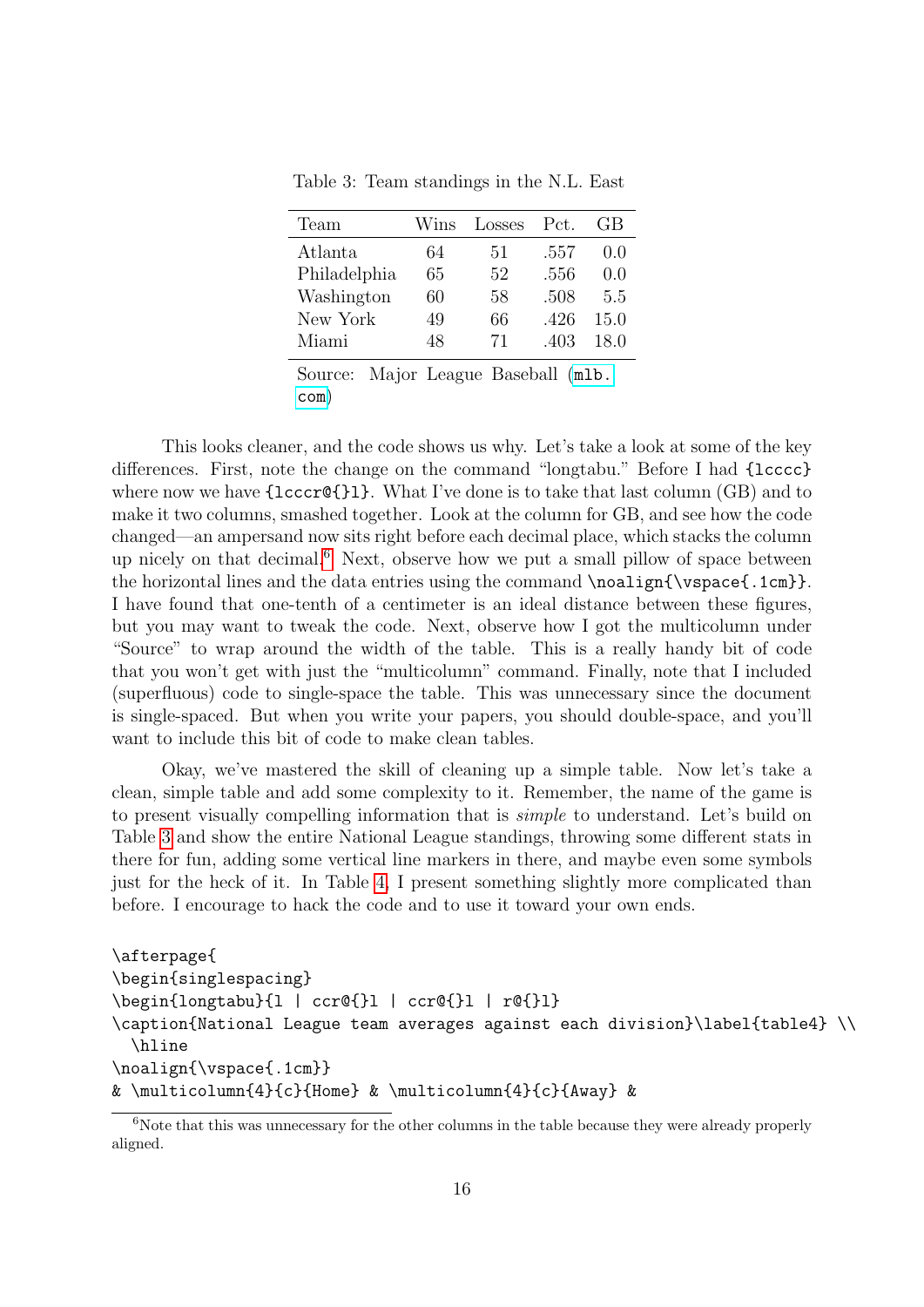Table 3: Team standings in the N.L. East

| Team | Wins | Losses | Pct. | GB |
|---|---|---|---|---|
| Atlanta | 64 | 51 | .557 | 0.0 |
| Philadelphia | 65 | 52 | .556 | 0.0 |
| Washington | 60 | 58 | .508 | 5.5 |
| New York | 49 | 66 | .426 | 15.0 |
| Miami | 48 | 71 | .403 | 18.0 |

Source: Major League Baseball (`mlb.com`)

This looks cleaner, and the code shows us why. Let's take a look at some of the key differences. First, note the change on the command "longtabu." Before I had `{lcccc}` where now we have `{lcccr@{}l}`. What I've done is to take that last column (GB) and to make it two columns, smashed together. Look at the column for GB, and see how the code changed—an ampersand now sits right before each decimal place, which stacks the column up nicely on that decimal.[6] Next, observe how we put a small pillow of space between the horizontal lines and the data entries using the command `\noalign{\vspace{.1cm}}`. I have found that one-tenth of a centimeter is an ideal distance between these figures, but you may want to tweak the code. Next, observe how I got the multicolumn under "Source" to wrap around the width of the table. This is a really handy bit of code that you won't get with just the "multicolumn" command. Finally, note that I included (superfluous) code to single-space the table. This was unnecessary since the document is single-spaced. But when you write your papers, you should double-space, and you'll want to include this bit of code to make clean tables.

Okay, we've mastered the skill of cleaning up a simple table. Now let's take a clean, simple table and add some complexity to it. Remember, the name of the game is to present visually compelling information that is *simple* to understand. Let's build on Table 3 and show the entire National League standings, throwing some different stats in there for fun, adding some vertical line markers in there, and maybe even some symbols just for the heck of it. In Table 4, I present something slightly more complicated than before. I encourage to hack the code and to use it toward your own ends.

```
\afterpage{
\begin{singlespacing}
\begin{longtabu}{l | ccr@{}l | ccr@{}l | r@{}l}
\caption{National League team averages against each division}\label{table4} \\
  \hline
\noalign{\vspace{.1cm}}
& \multicolumn{4}{c}{Home} & \multicolumn{4}{c}{Away} &
```

[6] Note that this was unnecessary for the other columns in the table because they were already properly aligned.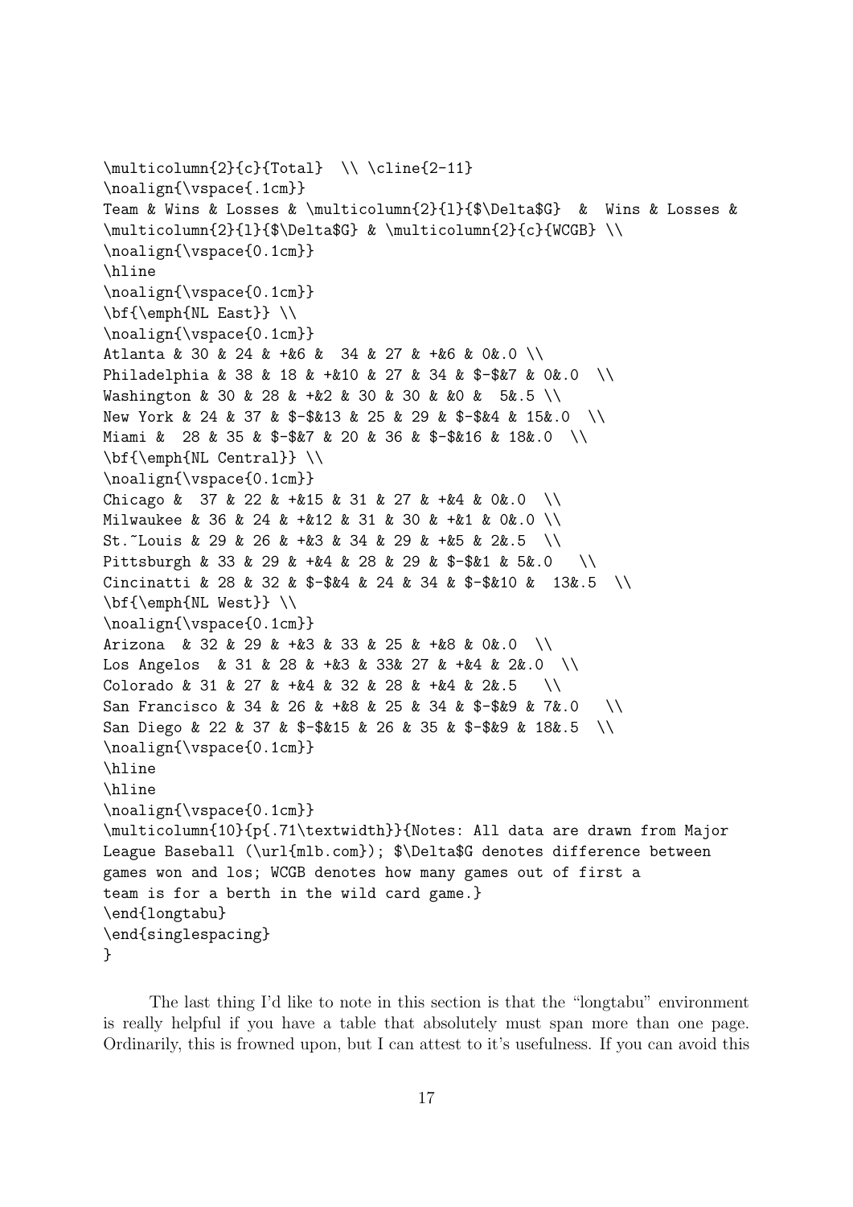```
\multicolumn{2}{c}{Total}  \\ \cline{2-11}
\noalign{\vspace{.1cm}}
Team & Wins & Losses & \multicolumn{2}{l}{$\Delta$G}  &  Wins & Losses &
\multicolumn{2}{l}{$\Delta$G} & \multicolumn{2}{c}{WCGB} \\
\noalign{\vspace{0.1cm}}
\hline
\noalign{\vspace{0.1cm}}
\bf{\emph{NL East}} \\
\noalign{\vspace{0.1cm}}
Atlanta & 30 & 24 & +&6 &  34 & 27 & +&6 & 0&.0 \\
Philadelphia & 38 & 18 & +&10 & 27 & 34 & $-$&7 & 0&.0  \\
Washington & 30 & 28 & +&2 & 30 & 30 & &0 &  5&.5 \\
New York & 24 & 37 & $-$&13 & 25 & 29 & $-$&4 & 15&.0  \\
Miami &  28 & 35 & $-$&7 & 20 & 36 & $-$&16 & 18&.0  \\
\bf{\emph{NL Central}} \\
\noalign{\vspace{0.1cm}}
Chicago &  37 & 22 & +&15 & 31 & 27 & +&4 & 0&.0  \\
Milwaukee & 36 & 24 & +&12 & 31 & 30 & +&1 & 0&.0 \\
St.~Louis & 29 & 26 & +&3 & 34 & 29 & +&5 & 2&.5  \\
Pittsburgh & 33 & 29 & +&4 & 28 & 29 & $-$&1 & 5&.0   \\
Cincinatti & 28 & 32 & $-$&4 & 24 & 34 & $-$&10 &  13&.5  \\
\bf{\emph{NL West}} \\
\noalign{\vspace{0.1cm}}
Arizona  & 32 & 29 & +&3 & 33 & 25 & +&8 & 0&.0  \\
Los Angelos  & 31 & 28 & +&3 & 33& 27 & +&4 & 2&.0  \\
Colorado & 31 & 27 & +&4 & 32 & 28 & +&4 & 2&.5   \\
San Francisco & 34 & 26 & +&8 & 25 & 34 & $-$&9 & 7&.0   \\
San Diego & 22 & 37 & $-$&15 & 26 & 35 & $-$&9 & 18&.5  \\
\noalign{\vspace{0.1cm}}
\hline
\hline
\noalign{\vspace{0.1cm}}
\multicolumn{10}{p{.71\textwidth}}{Notes: All data are drawn from Major
League Baseball (\url{mlb.com}); $\Delta$G denotes difference between
games won and los; WCGB denotes how many games out of first a
team is for a berth in the wild card game.}
\end{longtabu}
\end{singlespacing}
}
```

The last thing I'd like to note in this section is that the "longtabu" environment is really helpful if you have a table that absolutely must span more than one page. Ordinarily, this is frowned upon, but I can attest to it's usefulness. If you can avoid this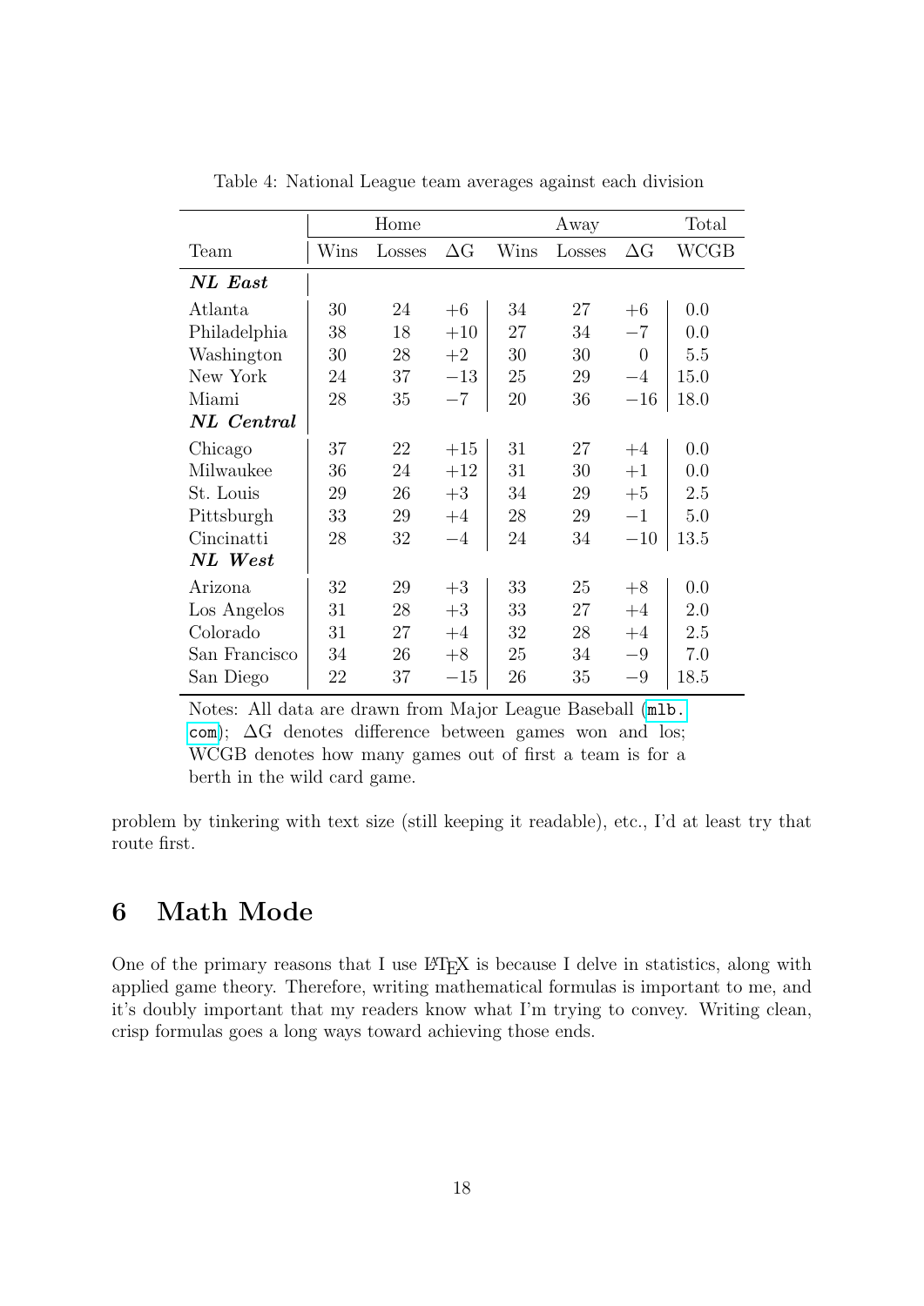Table 4: National League team averages against each division

| | Home | | | Away | | | Total |
|---|---|---|---|---|---|---|---|
| Team | Wins | Losses | ΔG | Wins | Losses | ΔG | WCGB |
| ***NL East*** | | | | | | | |
| Atlanta | 30 | 24 | +6 | 34 | 27 | +6 | 0.0 |
| Philadelphia | 38 | 18 | +10 | 27 | 34 | −7 | 0.0 |
| Washington | 30 | 28 | +2 | 30 | 30 | 0 | 5.5 |
| New York | 24 | 37 | −13 | 25 | 29 | −4 | 15.0 |
| Miami | 28 | 35 | −7 | 20 | 36 | −16 | 18.0 |
| ***NL Central*** | | | | | | | |
| Chicago | 37 | 22 | +15 | 31 | 27 | +4 | 0.0 |
| Milwaukee | 36 | 24 | +12 | 31 | 30 | +1 | 0.0 |
| St. Louis | 29 | 26 | +3 | 34 | 29 | +5 | 2.5 |
| Pittsburgh | 33 | 29 | +4 | 28 | 29 | −1 | 5.0 |
| Cincinatti | 28 | 32 | −4 | 24 | 34 | −10 | 13.5 |
| ***NL West*** | | | | | | | |
| Arizona | 32 | 29 | +3 | 33 | 25 | +8 | 0.0 |
| Los Angelos | 31 | 28 | +3 | 33 | 27 | +4 | 2.0 |
| Colorado | 31 | 27 | +4 | 32 | 28 | +4 | 2.5 |
| San Francisco | 34 | 26 | +8 | 25 | 34 | −9 | 7.0 |
| San Diego | 22 | 37 | −15 | 26 | 35 | −9 | 18.5 |

Notes: All data are drawn from Major League Baseball (`mlb.com`); ΔG denotes difference between games won and los; WCGB denotes how many games out of first a team is for a berth in the wild card game.

problem by tinkering with text size (still keeping it readable), etc., I'd at least try that route first.

## 6 Math Mode

One of the primary reasons that I use LaTeX is because I delve in statistics, along with applied game theory. Therefore, writing mathematical formulas is important to me, and it's doubly important that my readers know what I'm trying to convey. Writing clean, crisp formulas goes a long ways toward achieving those ends.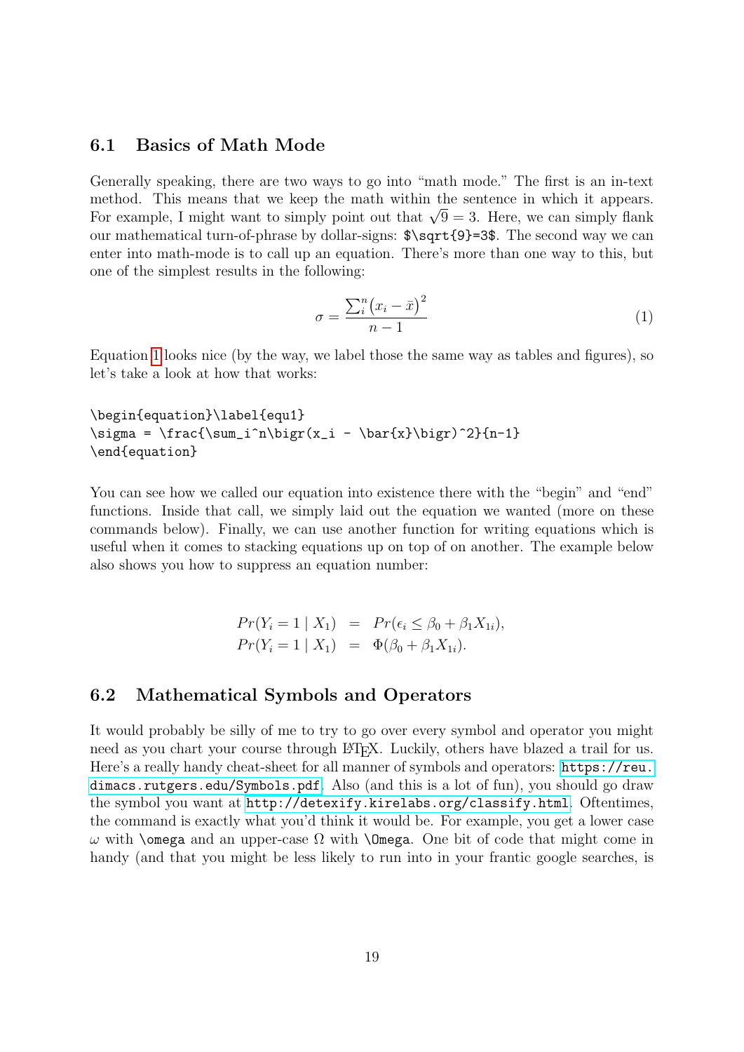## 6.1 Basics of Math Mode

Generally speaking, there are two ways to go into "math mode." The first is an in-text method. This means that we keep the math within the sentence in which it appears. For example, I might want to simply point out that $\sqrt{9} = 3$. Here, we can simply flank our mathematical turn-of-phrase by dollar-signs: `$\sqrt{9}=3$`. The second way we can enter into math-mode is to call up an equation. There's more than one way to this, but one of the simplest results in the following:

$$\sigma = \frac{\sum_i^n \bigl(x_i - \bar{x}\bigr)^2}{n-1} \tag{1}$$

Equation 1 looks nice (by the way, we label those the same way as tables and figures), so let's take a look at how that works:

```
\begin{equation}\label{equ1}
\sigma = \frac{\sum_i^n\bigr(x_i - \bar{x}\bigr)^2}{n-1}
\end{equation}
```

You can see how we called our equation into existence there with the "begin" and "end" functions. Inside that call, we simply laid out the equation we wanted (more on these commands below). Finally, we can use another function for writing equations which is useful when it comes to stacking equations up on top of on another. The example below also shows you how to suppress an equation number:

$$\begin{aligned}
Pr(Y_i = 1 \mid X_1) &= Pr(\epsilon_i \leq \beta_0 + \beta_1 X_{1i}), \\
Pr(Y_i = 1 \mid X_1) &= \Phi(\beta_0 + \beta_1 X_{1i}).
\end{aligned}$$

## 6.2 Mathematical Symbols and Operators

It would probably be silly of me to try to go over every symbol and operator you might need as you chart your course through LaTeX. Luckily, others have blazed a trail for us. Here's a really handy cheat-sheet for all manner of symbols and operators: https://reu.dimacs.rutgers.edu/Symbols.pdf. Also (and this is a lot of fun), you should go draw the symbol you want at http://detexify.kirelabs.org/classify.html. Oftentimes, the command is exactly what you'd think it would be. For example, you get a lower case $\omega$ with `\omega` and an upper-case $\Omega$ with `\Omega`. One bit of code that might come in handy (and that you might be less likely to run into in your frantic google searches, is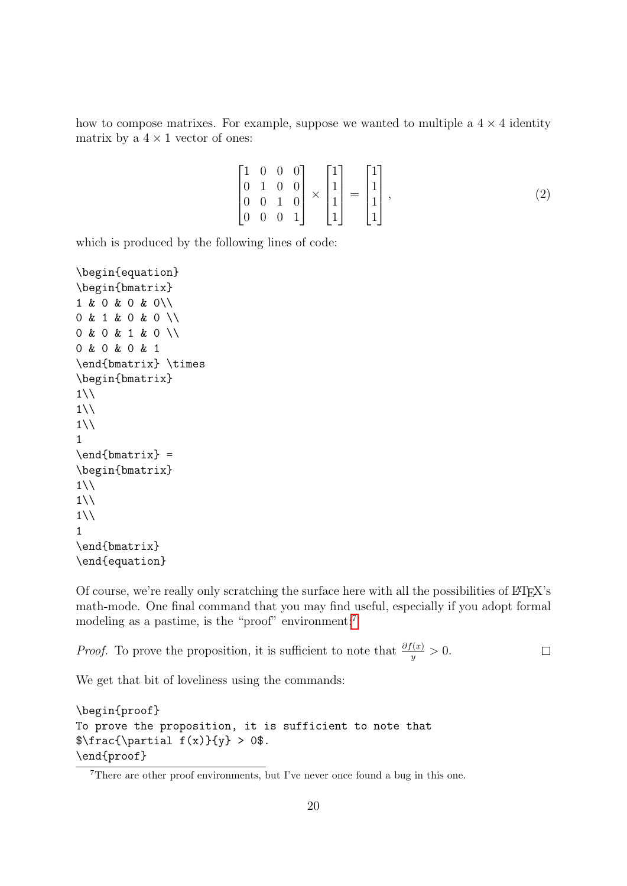how to compose matrixes. For example, suppose we wanted to multiple a $4 \times 4$ identity matrix by a $4 \times 1$ vector of ones:

$$
\begin{bmatrix}
1 & 0 & 0 & 0\\
0 & 1 & 0 & 0 \\
0 & 0 & 1 & 0 \\
0 & 0 & 0 & 1
\end{bmatrix} \times
\begin{bmatrix}
1\\
1\\
1\\
1
\end{bmatrix} =
\begin{bmatrix}
1\\
1\\
1\\
1
\end{bmatrix}, \tag{2}
$$

which is produced by the following lines of code:

```
\begin{equation}
\begin{bmatrix}
1 & 0 & 0 & 0\\
0 & 1 & 0 & 0 \\
0 & 0 & 1 & 0 \\
0 & 0 & 0 & 1
\end{bmatrix} \times
\begin{bmatrix}
1\\
1\\
1\\
1
\end{bmatrix} =
\begin{bmatrix}
1\\
1\\
1\\
1
\end{bmatrix}
\end{equation}
```

Of course, we're really only scratching the surface here with all the possibilities of LaTeX's math-mode. One final command that you may find useful, especially if you adopt formal modeling as a pastime, is the "proof" environment:[7]

*Proof.* To prove the proposition, it is sufficient to note that $\frac{\partial f(x)}{y} > 0$. □

We get that bit of loveliness using the commands:

```
\begin{proof}
To prove the proposition, it is sufficient to note that
$\frac{\partial f(x)}{y} > 0$.
\end{proof}
```

[7] There are other proof environments, but I've never once found a bug in this one.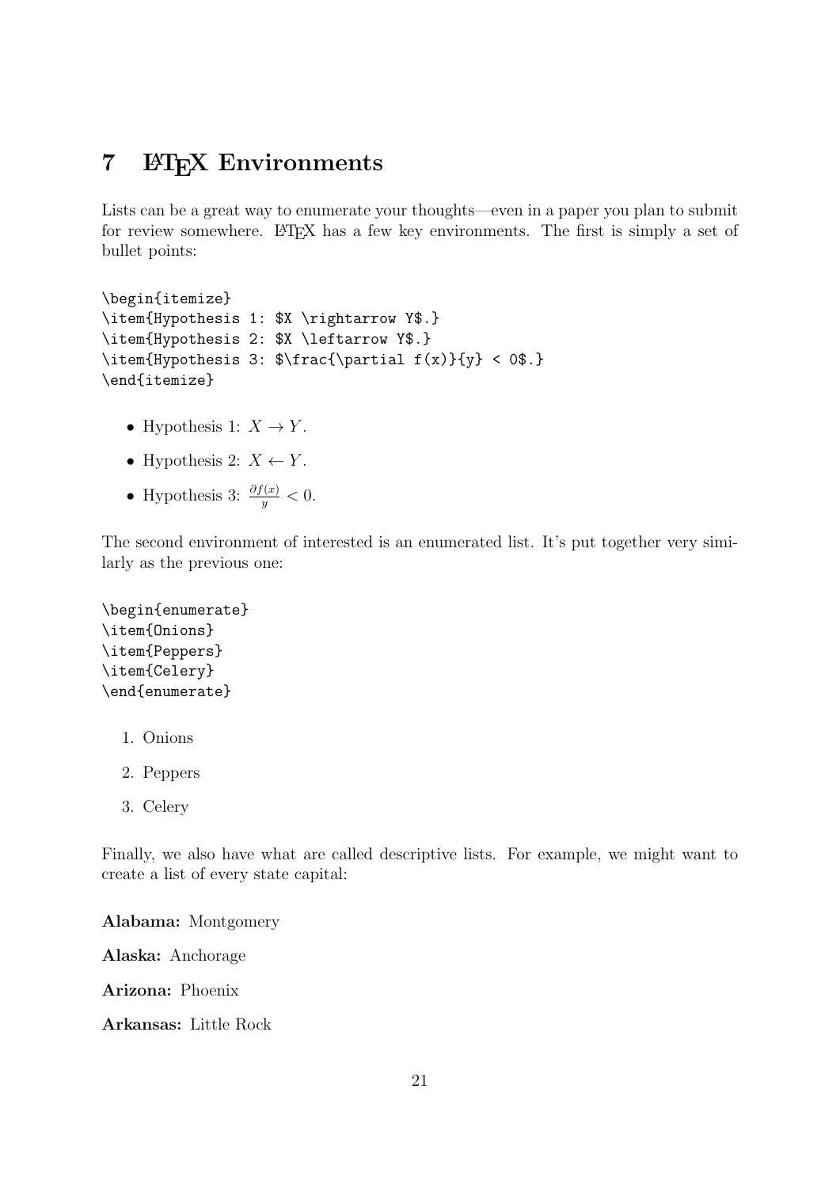## 7 LaTeX Environments

Lists can be a great way to enumerate your thoughts—even in a paper you plan to submit for review somewhere. LaTeX has a few key environments. The first is simply a set of bullet points:

```
\begin{itemize}
\item{Hypothesis 1: $X \rightarrow Y$.}
\item{Hypothesis 2: $X \leftarrow Y$.}
\item{Hypothesis 3: $\frac{\partial f(x)}{y} < 0$.}
\end{itemize}
```

- Hypothesis 1: $X \rightarrow Y$.
- Hypothesis 2: $X \leftarrow Y$.
- Hypothesis 3: $\frac{\partial f(x)}{y} < 0$.

The second environment of interested is an enumerated list. It's put together very similarly as the previous one:

```
\begin{enumerate}
\item{Onions}
\item{Peppers}
\item{Celery}
\end{enumerate}
```

1. Onions
2. Peppers
3. Celery

Finally, we also have what are called descriptive lists. For example, we might want to create a list of every state capital:

**Alabama:** Montgomery

**Alaska:** Anchorage

**Arizona:** Phoenix

**Arkansas:** Little Rock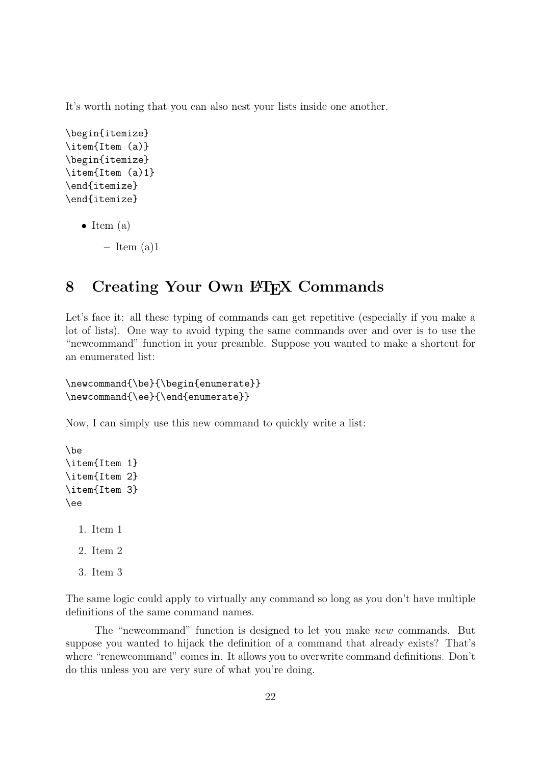It's worth noting that you can also nest your lists inside one another.

```
\begin{itemize}
\item{Item (a)}
\begin{itemize}
\item{Item (a)1}
\end{itemize}
\end{itemize}
```

- Item (a)
  - Item (a)1

# 8 Creating Your Own LaTeX Commands

Let's face it: all these typing of commands can get repetitive (especially if you make a lot of lists). One way to avoid typing the same commands over and over is to use the "newcommand" function in your preamble. Suppose you wanted to make a shortcut for an enumerated list:

```
\newcommand{\be}{\begin{enumerate}}
\newcommand{\ee}{\end{enumerate}}
```

Now, I can simply use this new command to quickly write a list:

```
\be
\item{Item 1}
\item{Item 2}
\item{Item 3}
\ee
```

1. Item 1
2. Item 2
3. Item 3

The same logic could apply to virtually any command so long as you don't have multiple definitions of the same command names.

The "newcommand" function is designed to let you make *new* commands. But suppose you wanted to hijack the definition of a command that already exists? That's where "renewcommand" comes in. It allows you to overwrite command definitions. Don't do this unless you are very sure of what you're doing.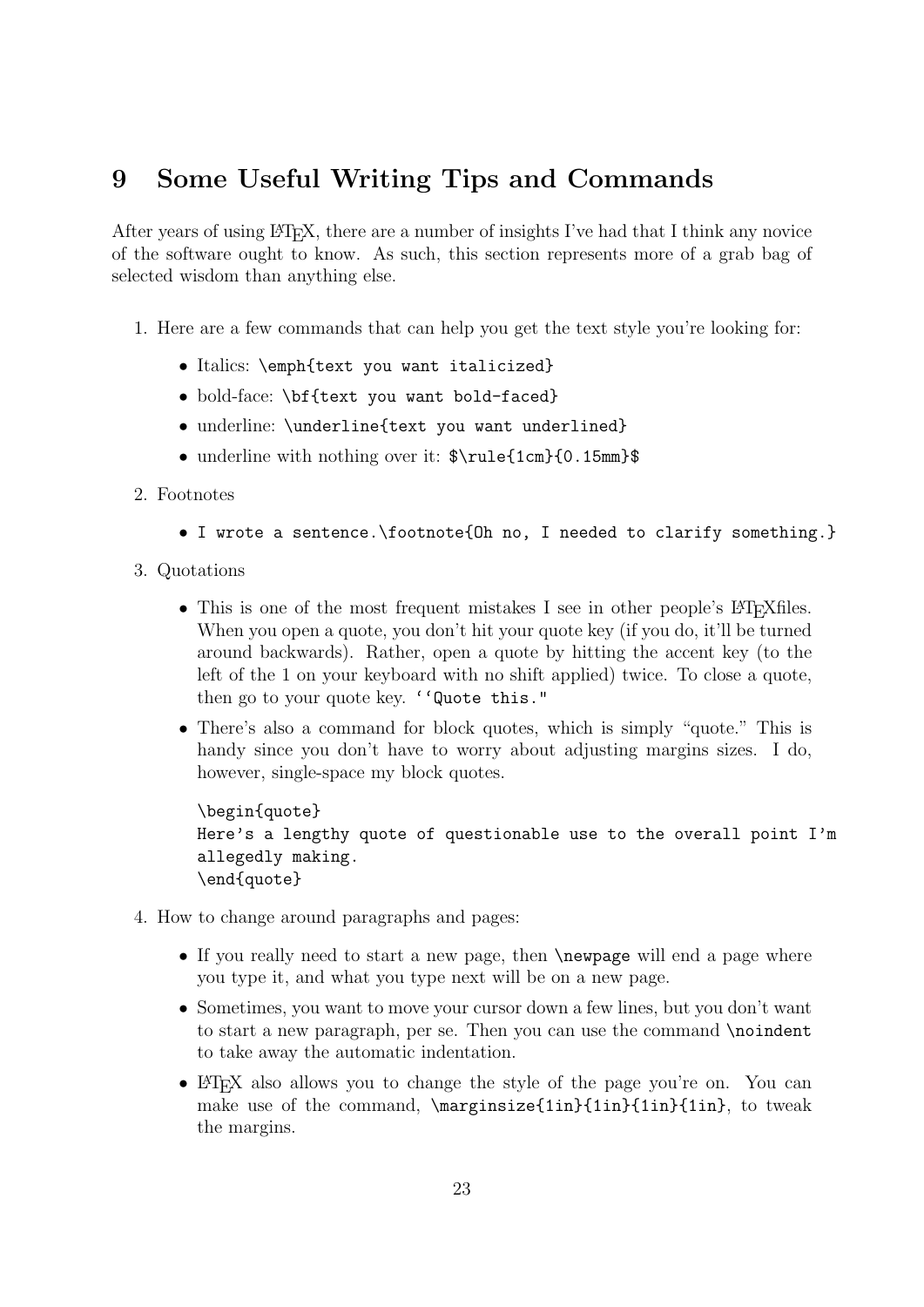## 9 Some Useful Writing Tips and Commands

After years of using LaTeX, there are a number of insights I've had that I think any novice of the software ought to know. As such, this section represents more of a grab bag of selected wisdom than anything else.

1. Here are a few commands that can help you get the text style you're looking for:
   - Italics: `\emph{text you want italicized}`
   - bold-face: `\bf{text you want bold-faced}`
   - underline: `\underline{text you want underlined}`
   - underline with nothing over it: `$\rule{1cm}{0.15mm}$`

2. Footnotes
   - `I wrote a sentence.\footnote{Oh no, I needed to clarify something.}`

3. Quotations
   - This is one of the most frequent mistakes I see in other people's LaTeXfiles. When you open a quote, you don't hit your quote key (if you do, it'll be turned around backwards). Rather, open a quote by hitting the accent key (to the left of the 1 on your keyboard with no shift applied) twice. To close a quote, then go to your quote key. ``` ``Quote this." ```
   - There's also a command for block quotes, which is simply "quote." This is handy since you don't have to worry about adjusting margins sizes. I do, however, single-space my block quotes.

     ```
     \begin{quote}
     Here's a lengthy quote of questionable use to the overall point I'm
     allegedly making.
     \end{quote}
     ```

4. How to change around paragraphs and pages:
   - If you really need to start a new page, then `\newpage` will end a page where you type it, and what you type next will be on a new page.
   - Sometimes, you want to move your cursor down a few lines, but you don't want to start a new paragraph, per se. Then you can use the command `\noindent` to take away the automatic indentation.
   - LaTeX also allows you to change the style of the page you're on. You can make use of the command, `\marginsize{1in}{1in}{1in}{1in}`, to tweak the margins.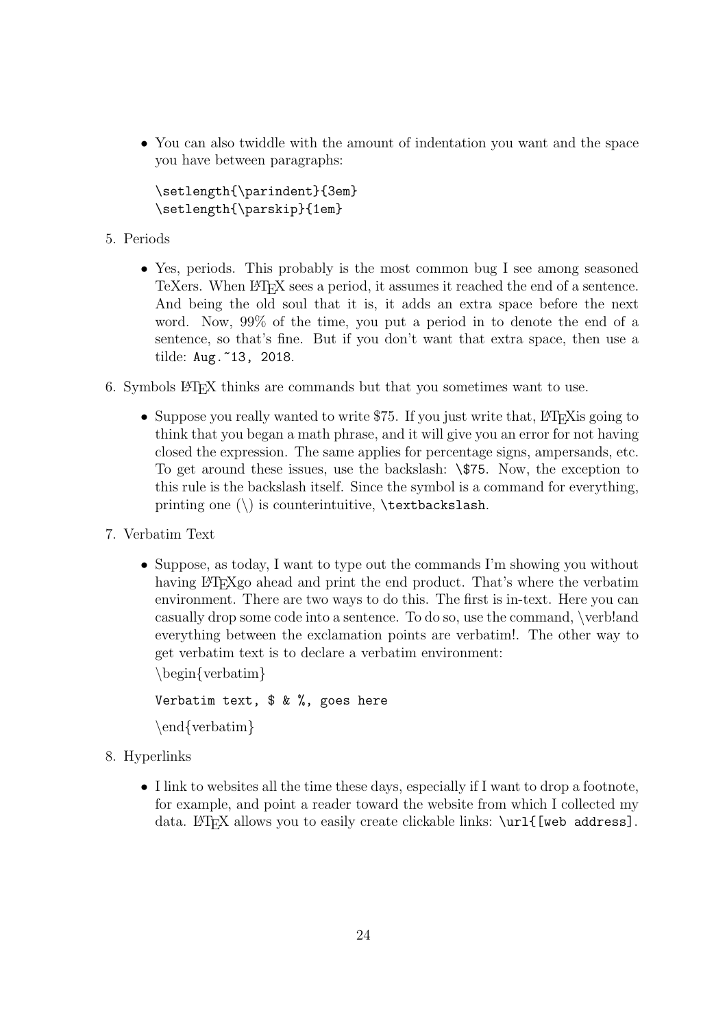- You can also twiddle with the amount of indentation you want and the space you have between paragraphs:

  ```
  \setlength{\parindent}{3em}
  \setlength{\parskip}{1em}
  ```

5. Periods

   - Yes, periods. This probably is the most common bug I see among seasoned TeXers. When LaTeX sees a period, it assumes it reached the end of a sentence. And being the old soul that it is, it adds an extra space before the next word. Now, 99% of the time, you put a period in to denote the end of a sentence, so that's fine. But if you don't want that extra space, then use a tilde: `Aug.~13, 2018`.

6. Symbols LaTeX thinks are commands but that you sometimes want to use.

   - Suppose you really wanted to write $75. If you just write that, LaTeXis going to think that you began a math phrase, and it will give you an error for not having closed the expression. The same applies for percentage signs, ampersands, etc. To get around these issues, use the backslash: `\$75`. Now, the exception to this rule is the backslash itself. Since the symbol is a command for everything, printing one (\) is counterintuitive, `\textbackslash`.

7. Verbatim Text

   - Suppose, as today, I want to type out the commands I'm showing you without having LaTeXgo ahead and print the end product. That's where the verbatim environment. There are two ways to do this. The first is in-text. Here you can casually drop some code into a sentence. To do so, use the command, \verb!and everything between the exclamation points are verbatim!. The other way to get verbatim text is to declare a verbatim environment:

     \begin{verbatim}

     ```
     Verbatim text, $ & %, goes here
     ```

     \end{verbatim}

8. Hyperlinks

   - I link to websites all the time these days, especially if I want to drop a footnote, for example, and point a reader toward the website from which I collected my data. LaTeX allows you to easily create clickable links: `\url{[web address]`.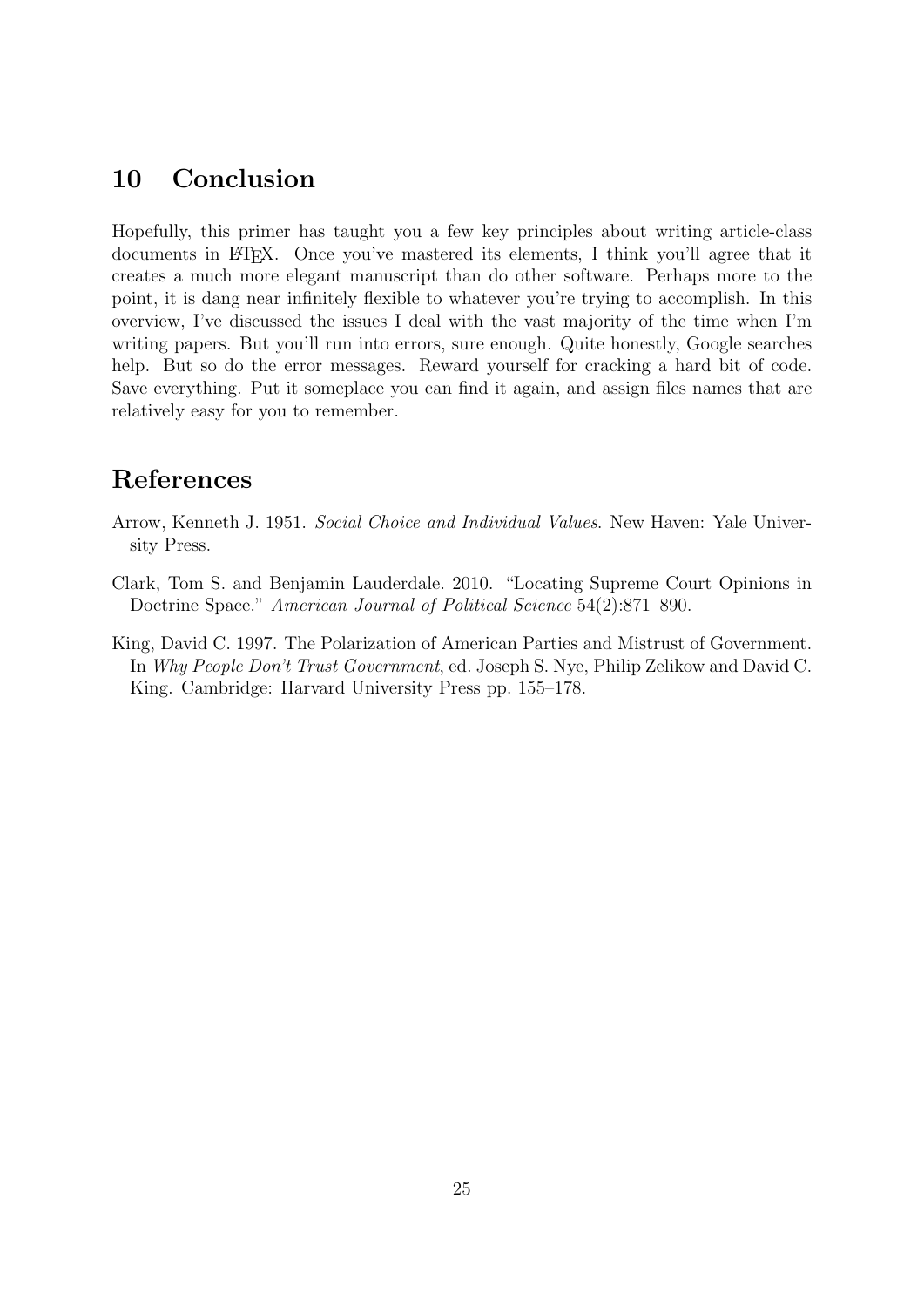## 10 Conclusion

Hopefully, this primer has taught you a few key principles about writing article-class documents in LaTeX. Once you've mastered its elements, I think you'll agree that it creates a much more elegant manuscript than do other software. Perhaps more to the point, it is dang near infinitely flexible to whatever you're trying to accomplish. In this overview, I've discussed the issues I deal with the vast majority of the time when I'm writing papers. But you'll run into errors, sure enough. Quite honestly, Google searches help. But so do the error messages. Reward yourself for cracking a hard bit of code. Save everything. Put it someplace you can find it again, and assign files names that are relatively easy for you to remember.

## References

Arrow, Kenneth J. 1951. *Social Choice and Individual Values*. New Haven: Yale University Press.

Clark, Tom S. and Benjamin Lauderdale. 2010. "Locating Supreme Court Opinions in Doctrine Space." *American Journal of Political Science* 54(2):871–890.

King, David C. 1997. The Polarization of American Parties and Mistrust of Government. In *Why People Don't Trust Government*, ed. Joseph S. Nye, Philip Zelikow and David C. King. Cambridge: Harvard University Press pp. 155–178.